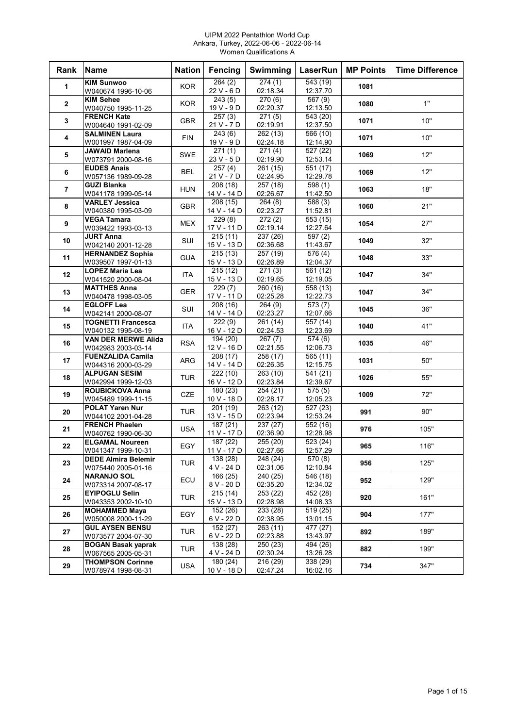UIPM 2022 Pentathlon World Cup
Ankara, Turkey, 2022-06-06 - 2022-06-14
Women Qualifications A

| Rank | Name | Nation | Fencing | Swimming | LaserRun | MP Points | Time Difference |
|---|---|---|---|---|---|---|---|
| 1 | **KIM Sunwoo** W040674 1996-10-06 | KOR | 264 (2) 22 V - 6 D | 274 (1) 02:18.34 | 543 (19) 12:37.70 | 1081 | |
| 2 | **KIM Sehee** W040750 1995-11-25 | KOR | 243 (5) 19 V - 9 D | 270 (6) 02:20.37 | 567 (9) 12:13.50 | 1080 | 1" |
| 3 | **FRENCH Kate** W004640 1991-02-09 | GBR | 257 (3) 21 V - 7 D | 271 (5) 02:19.91 | 543 (20) 12:37.50 | 1071 | 10" |
| 4 | **SALMINEN Laura** W001997 1987-04-09 | FIN | 243 (6) 19 V - 9 D | 262 (13) 02:24.18 | 566 (10) 12:14.90 | 1071 | 10" |
| 5 | **JAWAID Marlena** W073791 2000-08-16 | SWE | 271 (1) 23 V - 5 D | 271 (4) 02:19.90 | 527 (22) 12:53.14 | 1069 | 12" |
| 6 | **EUDES Anais** W057136 1989-09-28 | BEL | 257 (4) 21 V - 7 D | 261 (15) 02:24.95 | 551 (17) 12:29.78 | 1069 | 12" |
| 7 | **GUZI Blanka** W041178 1999-05-14 | HUN | 208 (18) 14 V - 14 D | 257 (18) 02:26.67 | 598 (1) 11:42.50 | 1063 | 18" |
| 8 | **VARLEY Jessica** W040380 1995-03-09 | GBR | 208 (15) 14 V - 14 D | 264 (8) 02:23.27 | 588 (3) 11:52.81 | 1060 | 21" |
| 9 | **VEGA Tamara** W039422 1993-03-13 | MEX | 229 (8) 17 V - 11 D | 272 (2) 02:19.14 | 553 (15) 12:27.64 | 1054 | 27" |
| 10 | **JURT Anna** W042140 2001-12-28 | SUI | 215 (11) 15 V - 13 D | 237 (26) 02:36.68 | 597 (2) 11:43.67 | 1049 | 32" |
| 11 | **HERNANDEZ Sophia** W039507 1997-01-13 | GUA | 215 (13) 15 V - 13 D | 257 (19) 02:26.89 | 576 (4) 12:04.37 | 1048 | 33" |
| 12 | **LOPEZ Maria Lea** W041520 2000-08-04 | ITA | 215 (12) 15 V - 13 D | 271 (3) 02:19.65 | 561 (12) 12:19.05 | 1047 | 34" |
| 13 | **MATTHES Anna** W040478 1998-03-05 | GER | 229 (7) 17 V - 11 D | 260 (16) 02:25.28 | 558 (13) 12:22.73 | 1047 | 34" |
| 14 | **EGLOFF Lea** W042141 2000-08-07 | SUI | 208 (16) 14 V - 14 D | 264 (9) 02:23.27 | 573 (7) 12:07.66 | 1045 | 36" |
| 15 | **TOGNETTI Francesca** W040132 1995-08-19 | ITA | 222 (9) 16 V - 12 D | 261 (14) 02:24.53 | 557 (14) 12:23.69 | 1040 | 41" |
| 16 | **VAN DER MERWE Alida** W042983 2003-03-14 | RSA | 194 (20) 12 V - 16 D | 267 (7) 02:21.55 | 574 (6) 12:06.73 | 1035 | 46" |
| 17 | **FUENZALIDA Camila** W044316 2000-03-29 | ARG | 208 (17) 14 V - 14 D | 258 (17) 02:26.35 | 565 (11) 12:15.75 | 1031 | 50" |
| 18 | **ALPUGAN SESIM** W042994 1999-12-03 | TUR | 222 (10) 16 V - 12 D | 263 (10) 02:23.84 | 541 (21) 12:39.67 | 1026 | 55" |
| 19 | **ROUBICKOVA Anna** W045489 1999-11-15 | CZE | 180 (23) 10 V - 18 D | 254 (21) 02:28.17 | 575 (5) 12:05.23 | 1009 | 72" |
| 20 | **POLAT Yaren Nur** W044102 2001-04-28 | TUR | 201 (19) 13 V - 15 D | 263 (12) 02:23.94 | 527 (23) 12:53.24 | 991 | 90" |
| 21 | **FRENCH Phaelen** W040762 1990-06-30 | USA | 187 (21) 11 V - 17 D | 237 (27) 02:36.90 | 552 (16) 12:28.98 | 976 | 105" |
| 22 | **ELGAMAL Noureen** W041347 1999-10-31 | EGY | 187 (22) 11 V - 17 D | 255 (20) 02:27.66 | 523 (24) 12:57.29 | 965 | 116" |
| 23 | **DEDE Almira Belemir** W075440 2005-01-16 | TUR | 138 (28) 4 V - 24 D | 248 (24) 02:31.06 | 570 (8) 12:10.84 | 956 | 125" |
| 24 | **NARANJO SOL** W073314 2007-08-17 | ECU | 166 (25) 8 V - 20 D | 240 (25) 02:35.20 | 546 (18) 12:34.02 | 952 | 129" |
| 25 | **EYIPOGLU Selin** W043353 2002-10-10 | TUR | 215 (14) 15 V - 13 D | 253 (22) 02:28.98 | 452 (28) 14:08.33 | 920 | 161" |
| 26 | **MOHAMMED Maya** W050008 2000-11-29 | EGY | 152 (26) 6 V - 22 D | 233 (28) 02:38.95 | 519 (25) 13:01.15 | 904 | 177" |
| 27 | **GUL AYSEN BENSU** W073577 2004-07-30 | TUR | 152 (27) 6 V - 22 D | 263 (11) 02:23.88 | 477 (27) 13:43.97 | 892 | 189" |
| 28 | **BOGAN Basak yaprak** W067565 2005-05-31 | TUR | 138 (28) 4 V - 24 D | 250 (23) 02:30.24 | 494 (26) 13:26.28 | 882 | 199" |
| 29 | **THOMPSON Corinne** W078974 1998-08-31 | USA | 180 (24) 10 V - 18 D | 216 (29) 02:47.24 | 338 (29) 16:02.16 | 734 | 347" |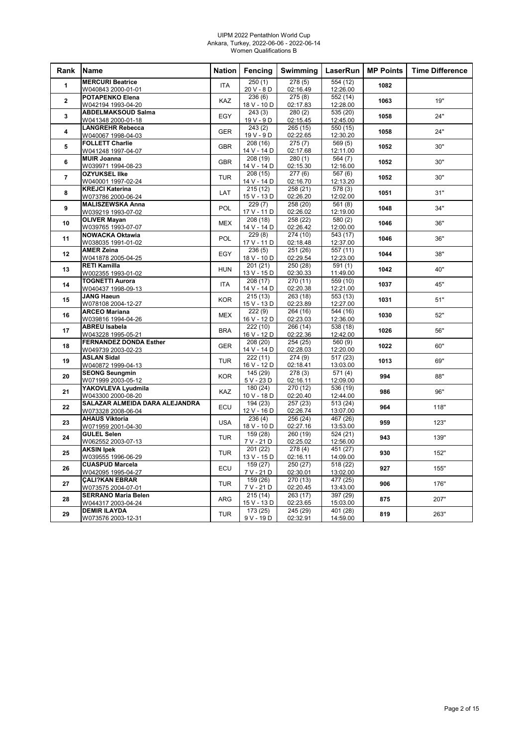UIPM 2022 Pentathlon World Cup
Ankara, Turkey, 2022-06-06 - 2022-06-14
Women Qualifications B

| Rank | Name | Nation | Fencing | Swimming | LaserRun | MP Points | Time Difference |
|---|---|---|---|---|---|---|---|
| 1 | **MERCURI Beatrice** W040843 2000-01-01 | ITA | 250 (1) 20 V - 8 D | 278 (5) 02:16.49 | 554 (12) 12:26.00 | **1082** | |
| 2 | **POTAPENKO Elena** W042194 1993-04-20 | KAZ | 236 (6) 18 V - 10 D | 275 (8) 02:17.83 | 552 (14) 12:28.00 | **1063** | 19" |
| 3 | **ABDELMAKSOUD Salma** W041348 2000-01-18 | EGY | 243 (3) 19 V - 9 D | 280 (2) 02:15.45 | 535 (20) 12:45.00 | **1058** | 24" |
| 4 | **LANGREHR Rebecca** W040067 1998-04-03 | GER | 243 (2) 19 V - 9 D | 265 (15) 02:22.65 | 550 (15) 12:30.20 | **1058** | 24" |
| 5 | **FOLLETT Charlie** W041248 1997-04-07 | GBR | 208 (16) 14 V - 14 D | 275 (7) 02:17.68 | 569 (5) 12:11.00 | **1052** | 30" |
| 6 | **MUIR Joanna** W039971 1994-08-23 | GBR | 208 (19) 14 V - 14 D | 280 (1) 02:15.30 | 564 (7) 12:16.00 | **1052** | 30" |
| 7 | **OZYUKSEL Ilke** W040001 1997-02-24 | TUR | 208 (15) 14 V - 14 D | 277 (6) 02:16.70 | 567 (6) 12:13.20 | **1052** | 30" |
| 8 | **KREJCI Katerina** W073786 2000-06-24 | LAT | 215 (12) 15 V - 13 D | 258 (21) 02:26.20 | 578 (3) 12:02.00 | **1051** | 31" |
| 9 | **MALISZEWSKA Anna** W039219 1993-07-02 | POL | 229 (7) 17 V - 11 D | 258 (20) 02:26.02 | 561 (8) 12:19.00 | **1048** | 34" |
| 10 | **OLIVER Mayan** W039765 1993-07-07 | MEX | 208 (18) 14 V - 14 D | 258 (22) 02:26.42 | 580 (2) 12:00.00 | **1046** | 36" |
| 11 | **NOWACKA Oktawia** W038035 1991-01-02 | POL | 229 (8) 17 V - 11 D | 274 (10) 02:18.48 | 543 (17) 12:37.00 | **1046** | 36" |
| 12 | **AMER Zeina** W041878 2005-04-25 | EGY | 236 (5) 18 V - 10 D | 251 (26) 02:29.54 | 557 (11) 12:23.00 | **1044** | 38" |
| 13 | **RETI Kamilla** W002355 1993-01-02 | HUN | 201 (21) 13 V - 15 D | 250 (28) 02:30.33 | 591 (1) 11:49.00 | **1042** | 40" |
| 14 | **TOGNETTI Aurora** W040437 1998-09-13 | ITA | 208 (17) 14 V - 14 D | 270 (11) 02:20.38 | 559 (10) 12:21.00 | **1037** | 45" |
| 15 | **JANG Haeun** W078108 2004-12-27 | KOR | 215 (13) 15 V - 13 D | 263 (18) 02:23.89 | 553 (13) 12:27.00 | **1031** | 51" |
| 16 | **ARCEO Mariana** W039816 1994-04-26 | MEX | 222 (9) 16 V - 12 D | 264 (16) 02:23.03 | 544 (16) 12:36.00 | **1030** | 52" |
| 17 | **ABREU Isabela** W043228 1995-05-21 | BRA | 222 (10) 16 V - 12 D | 266 (14) 02:22.36 | 538 (18) 12:42.00 | **1026** | 56" |
| 18 | **FERNANDEZ DONDA Esther** W049739 2003-02-23 | GER | 208 (20) 14 V - 14 D | 254 (25) 02:28.03 | 560 (9) 12:20.00 | **1022** | 60" |
| 19 | **ASLAN Sidal** W040872 1999-04-13 | TUR | 222 (11) 16 V - 12 D | 274 (9) 02:18.41 | 517 (23) 13:03.00 | **1013** | 69" |
| 20 | **SEONG Seungmin** W071999 2003-05-12 | KOR | 145 (29) 5 V - 23 D | 278 (3) 02:16.11 | 571 (4) 12:09.00 | **994** | 88" |
| 21 | **YAKOVLEVA Lyudmila** W043300 2000-08-20 | KAZ | 180 (24) 10 V - 18 D | 270 (12) 02:20.40 | 536 (19) 12:44.00 | **986** | 96" |
| 22 | **SALAZAR ALMEIDA DARA ALEJANDRA** W073328 2008-06-04 | ECU | 194 (23) 12 V - 16 D | 257 (23) 02:26.74 | 513 (24) 13:07.00 | **964** | 118" |
| 23 | **AHAUS Viktoria** W071959 2001-04-30 | USA | 236 (4) 18 V - 10 D | 256 (24) 02:27.16 | 467 (26) 13:53.00 | **959** | 123" |
| 24 | **GULEL Selen** W062552 2003-07-13 | TUR | 159 (28) 7 V - 21 D | 260 (19) 02:25.02 | 524 (21) 12:56.00 | **943** | 139" |
| 25 | **AKSIN Ipek** W039555 1996-06-29 | TUR | 201 (22) 13 V - 15 D | 278 (4) 02:16.11 | 451 (27) 14:09.00 | **930** | 152" |
| 26 | **CUASPUD Marcela** W042095 1995-04-27 | ECU | 159 (27) 7 V - 21 D | 250 (27) 02:30.01 | 518 (22) 13:02.00 | **927** | 155" |
| 27 | **ÇALI?KAN EBRAR** W073575 2004-07-01 | TUR | 159 (26) 7 V - 21 D | 270 (13) 02:20.45 | 477 (25) 13:43.00 | **906** | 176" |
| 28 | **SERRANO Maria Belen** W044317 2003-04-24 | ARG | 215 (14) 15 V - 13 D | 263 (17) 02:23.65 | 397 (29) 15:03.00 | **875** | 207" |
| 29 | **DEMIR ILAYDA** W073576 2003-12-31 | TUR | 173 (25) 9 V - 19 D | 245 (29) 02:32.91 | 401 (28) 14:59.00 | **819** | 263" |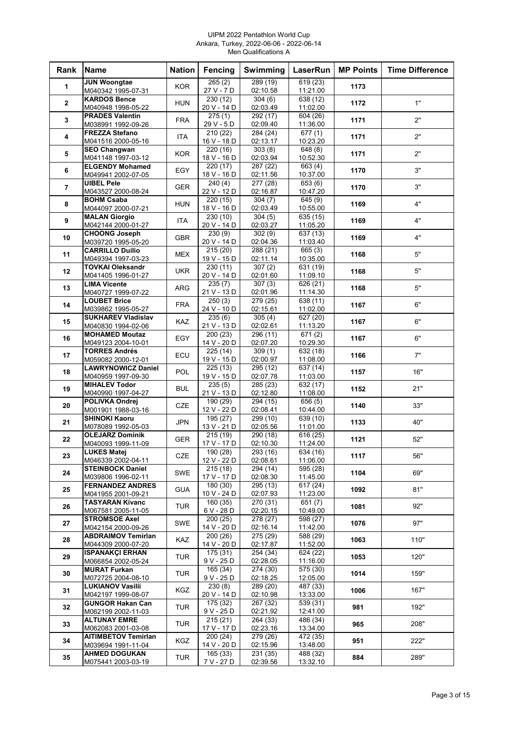UIPM 2022 Pentathlon World Cup
Ankara, Turkey, 2022-06-06 - 2022-06-14
Men Qualifications A

| Rank | Name | Nation | Fencing | Swimming | LaserRun | MP Points | Time Difference |
|---|---|---|---|---|---|---|---|
| 1 | **JUN Woongtae** M040342 1995-07-31 | KOR | 265 (2) 27 V - 7 D | 289 (19) 02:10.58 | 619 (23) 11:21.00 | **1173** | |
| 2 | **KARDOS Bence** M040948 1998-05-22 | HUN | 230 (12) 20 V - 14 D | 304 (6) 02:03.49 | 638 (12) 11:02.00 | **1172** | 1" |
| 3 | **PRADES Valentin** M038991 1992-09-26 | FRA | 275 (1) 29 V - 5 D | 292 (17) 02:09.40 | 604 (26) 11:36.00 | **1171** | 2" |
| 4 | **FREZZA Stefano** M041516 2000-05-16 | ITA | 210 (22) 16 V - 18 D | 284 (24) 02:13.17 | 677 (1) 10:23.20 | **1171** | 2" |
| 5 | **SEO Changwan** M041148 1997-03-12 | KOR | 220 (16) 18 V - 16 D | 303 (8) 02:03.94 | 648 (8) 10:52.30 | **1171** | 2" |
| 6 | **ELGENDY Mohamed** M049941 2002-07-05 | EGY | 220 (17) 18 V - 16 D | 287 (22) 02:11.56 | 663 (4) 10:37.00 | **1170** | 3" |
| 7 | **UIBEL Pele** M043527 2000-08-24 | GER | 240 (4) 22 V - 12 D | 277 (28) 02:16.87 | 653 (6) 10:47.20 | **1170** | 3" |
| 8 | **BOHM Csaba** M044097 2000-07-21 | HUN | 220 (15) 18 V - 16 D | 304 (7) 02:03.49 | 645 (9) 10:55.00 | **1169** | 4" |
| 9 | **MALAN Giorgio** M042144 2000-01-27 | ITA | 230 (10) 20 V - 14 D | 304 (5) 02:03.27 | 635 (15) 11:05.20 | **1169** | 4" |
| 10 | **CHOONG Joseph** M039720 1995-05-20 | GBR | 230 (9) 20 V - 14 D | 302 (9) 02:04.36 | 637 (13) 11:03.40 | **1169** | 4" |
| 11 | **CARRILLO Duilio** M049394 1997-03-23 | MEX | 215 (20) 19 V - 15 D | 288 (21) 02:11.14 | 665 (3) 10:35.00 | **1168** | 5" |
| 12 | **TOVKAI Oleksandr** M041405 1996-01-27 | UKR | 230 (11) 20 V - 14 D | 307 (2) 02:01.60 | 631 (19) 11:09.10 | **1168** | 5" |
| 13 | **LIMA Vicente** M040727 1999-07-22 | ARG | 235 (7) 21 V - 13 D | 307 (3) 02:01.96 | 626 (21) 11:14.30 | **1168** | 5" |
| 14 | **LOUBET Brice** M039862 1995-05-27 | FRA | 250 (3) 24 V - 10 D | 279 (25) 02:15.61 | 638 (11) 11:02.00 | **1167** | 6" |
| 15 | **SUKHAREV Vladislav** M040830 1994-02-06 | KAZ | 235 (6) 21 V - 13 D | 305 (4) 02:02.61 | 627 (20) 11:13.20 | **1167** | 6" |
| 16 | **MOHAMED Moutaz** M049123 2004-10-01 | EGY | 200 (23) 14 V - 20 D | 296 (11) 02:07.20 | 671 (2) 10:29.30 | **1167** | 6" |
| 17 | **TORRES Andrés** M059082 2000-12-01 | ECU | 225 (14) 19 V - 15 D | 309 (1) 02:00.97 | 632 (18) 11:08.00 | **1166** | 7" |
| 18 | **LAWRYNOWICZ Daniel** M040959 1997-09-30 | POL | 225 (13) 19 V - 15 D | 295 (12) 02:07.78 | 637 (14) 11:03.00 | **1157** | 16" |
| 19 | **MIHALEV Todor** M040990 1997-04-27 | BUL | 235 (5) 21 V - 13 D | 285 (23) 02:12.80 | 632 (17) 11:08.00 | **1152** | 21" |
| 20 | **POLIVKA Ondrej** M001901 1988-03-16 | CZE | 190 (29) 12 V - 22 D | 294 (15) 02:08.41 | 656 (5) 10:44.00 | **1140** | 33" |
| 21 | **SHINOKI Kaoru** M078089 1992-05-03 | JPN | 195 (27) 13 V - 21 D | 299 (10) 02:05.56 | 639 (10) 11:01.00 | **1133** | 40" |
| 22 | **OLEJARZ Dominik** M040093 1999-11-09 | GER | 215 (19) 17 V - 17 D | 290 (18) 02:10.30 | 616 (25) 11:24.00 | **1121** | 52" |
| 23 | **LUKES Matej** M046339 2002-04-11 | CZE | 190 (28) 12 V - 22 D | 293 (16) 02:08.61 | 634 (16) 11:06.00 | **1117** | 56" |
| 24 | **STEINBOCK Daniel** M039806 1996-02-11 | SWE | 215 (18) 17 V - 17 D | 294 (14) 02:08.30 | 595 (28) 11:45.00 | **1104** | 69" |
| 25 | **FERNANDEZ ANDRES** M041955 2001-09-21 | GUA | 180 (30) 10 V - 24 D | 295 (13) 02:07.93 | 617 (24) 11:23.00 | **1092** | 81" |
| 26 | **TASYARAN Kivanc** M067581 2005-11-05 | TUR | 160 (35) 6 V - 28 D | 270 (31) 02:20.15 | 651 (7) 10:49.00 | **1081** | 92" |
| 27 | **STROMSOE Axel** M042154 2000-09-26 | SWE | 200 (25) 14 V - 20 D | 278 (27) 02:16.14 | 598 (27) 11:42.00 | **1076** | 97" |
| 28 | **ABDRAIMOV Temirlan** M044309 2000-07-20 | KAZ | 200 (26) 14 V - 20 D | 275 (29) 02:17.87 | 588 (29) 11:52.00 | **1063** | 110" |
| 29 | **ISPANAKÇI ERHAN** M066854 2002-05-24 | TUR | 175 (31) 9 V - 25 D | 254 (34) 02:28.05 | 624 (22) 11:16.00 | **1053** | 120" |
| 30 | **MURAT Furkan** M072725 2004-08-10 | TUR | 165 (34) 9 V - 25 D | 274 (30) 02:18.25 | 575 (30) 12:05.00 | **1014** | 159" |
| 31 | **LUKIANOV Vasilii** M042197 1999-08-07 | KGZ | 230 (8) 20 V - 14 D | 289 (20) 02:10.98 | 487 (33) 13:33.00 | **1006** | 167" |
| 32 | **GUNGOR Hakan Can** M062199 2002-11-03 | TUR | 175 (32) 9 V - 25 D | 267 (32) 02:21.92 | 539 (31) 12:41.00 | **981** | 192" |
| 33 | **ALTUNAY EMRE** M062083 2001-03-08 | TUR | 215 (21) 17 V - 17 D | 264 (33) 02:23.16 | 486 (34) 13:34.00 | **965** | 208" |
| 34 | **AITIMBETOV Temirlan** M039694 1991-11-04 | KGZ | 200 (24) 14 V - 20 D | 279 (26) 02:15.96 | 472 (35) 13:48.00 | **951** | 222" |
| 35 | **AHMED DOGUKAN** M075441 2003-03-19 | TUR | 165 (33) 7 V - 27 D | 231 (35) 02:39.56 | 488 (32) 13:32.10 | **884** | 289" |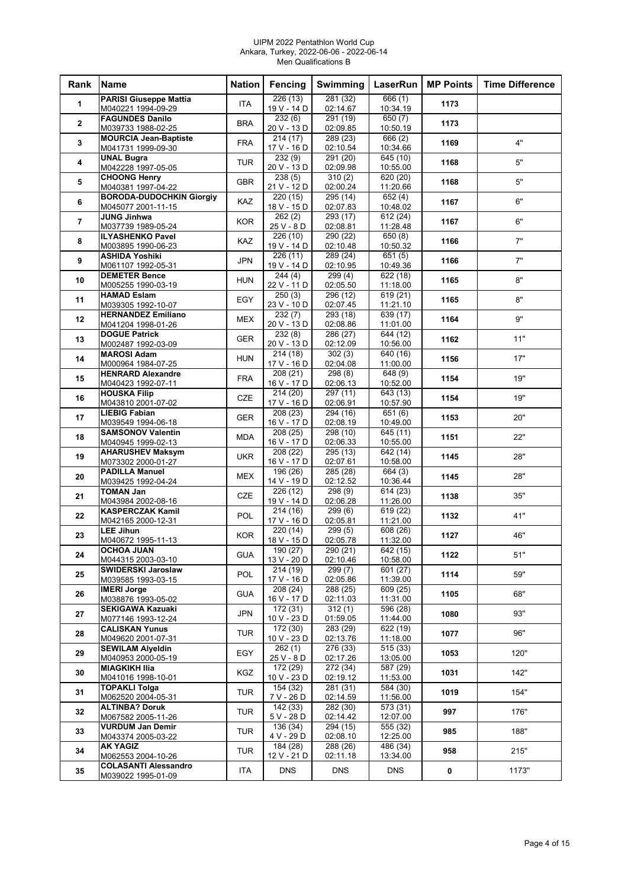UIPM 2022 Pentathlon World Cup
Ankara, Turkey, 2022-06-06 - 2022-06-14
Men Qualifications B

| Rank | Name | Nation | Fencing | Swimming | LaserRun | MP Points | Time Difference |
|---|---|---|---|---|---|---|---|
| 1 | PARISI Giuseppe Mattia M040221 1994-09-29 | ITA | 226 (13) 19 V - 14 D | 281 (32) 02:14.67 | 666 (1) 10:34.19 | 1173 | |
| 2 | FAGUNDES Danilo M039733 1988-02-25 | BRA | 232 (6) 20 V - 13 D | 291 (19) 02:09.85 | 650 (7) 10:50.19 | 1173 | |
| 3 | MOURCIA Jean-Baptiste M041731 1999-09-30 | FRA | 214 (17) 17 V - 16 D | 289 (23) 02:10.54 | 666 (2) 10:34.66 | 1169 | 4" |
| 4 | UNAL Bugra M042228 1997-05-05 | TUR | 232 (9) 20 V - 13 D | 291 (20) 02:09.98 | 645 (10) 10:55.00 | 1168 | 5" |
| 5 | CHOONG Henry M040381 1997-04-22 | GBR | 238 (5) 21 V - 12 D | 310 (2) 02:00.24 | 620 (20) 11:20.66 | 1168 | 5" |
| 6 | BORODA-DUDOCHKIN Giorgiy M045077 2001-11-15 | KAZ | 220 (15) 18 V - 15 D | 295 (14) 02:07.83 | 652 (4) 10:48.02 | 1167 | 6" |
| 7 | JUNG Jinhwa M037739 1989-05-24 | KOR | 262 (2) 25 V - 8 D | 293 (17) 02:08.81 | 612 (24) 11:28.48 | 1167 | 6" |
| 8 | ILYASHENKO Pavel M003895 1990-06-23 | KAZ | 226 (10) 19 V - 14 D | 290 (22) 02:10.48 | 650 (8) 10:50.32 | 1166 | 7" |
| 9 | ASHIDA Yoshiki M061107 1992-05-31 | JPN | 226 (11) 19 V - 14 D | 289 (24) 02:10.95 | 651 (5) 10:49.36 | 1166 | 7" |
| 10 | DEMETER Bence M005255 1990-03-19 | HUN | 244 (4) 22 V - 11 D | 299 (4) 02:05.50 | 622 (18) 11:18.00 | 1165 | 8" |
| 11 | HAMAD Eslam M039305 1992-10-07 | EGY | 250 (3) 23 V - 10 D | 296 (12) 02:07.45 | 619 (21) 11:21.10 | 1165 | 8" |
| 12 | HERNANDEZ Emiliano M041204 1998-01-26 | MEX | 232 (7) 20 V - 13 D | 293 (18) 02:08.86 | 639 (17) 11:01.00 | 1164 | 9" |
| 13 | DOGUE Patrick M002487 1992-03-09 | GER | 232 (8) 20 V - 13 D | 286 (27) 02:12.09 | 644 (12) 10:56.00 | 1162 | 11" |
| 14 | MAROSI Adam M000964 1984-07-25 | HUN | 214 (18) 17 V - 16 D | 302 (3) 02:04.08 | 640 (16) 11:00.00 | 1156 | 17" |
| 15 | HENRARD Alexandre M040423 1992-07-11 | FRA | 208 (21) 16 V - 17 D | 298 (8) 02:06.13 | 648 (9) 10:52.00 | 1154 | 19" |
| 16 | HOUSKA Filip M043810 2001-07-02 | CZE | 214 (20) 17 V - 16 D | 297 (11) 02:06.91 | 643 (13) 10:57.90 | 1154 | 19" |
| 17 | LIEBIG Fabian M039549 1994-06-18 | GER | 208 (23) 16 V - 17 D | 294 (16) 02:08.19 | 651 (6) 10:49.00 | 1153 | 20" |
| 18 | SAMSONOV Valentin M040945 1999-02-13 | MDA | 208 (25) 16 V - 17 D | 298 (10) 02:06.33 | 645 (11) 10:55.00 | 1151 | 22" |
| 19 | AHARUSHEV Maksym M073302 2000-01-27 | UKR | 208 (22) 16 V - 17 D | 295 (13) 02:07.61 | 642 (14) 10:58.00 | 1145 | 28" |
| 20 | PADILLA Manuel M039425 1992-04-24 | MEX | 196 (26) 14 V - 19 D | 285 (28) 02:12.52 | 664 (3) 10:36.44 | 1145 | 28" |
| 21 | TOMAN Jan M043984 2002-08-16 | CZE | 226 (12) 19 V - 14 D | 298 (9) 02:06.28 | 614 (23) 11:26.00 | 1138 | 35" |
| 22 | KASPERCZAK Kamil M042165 2000-12-31 | POL | 214 (16) 17 V - 16 D | 299 (6) 02:05.81 | 619 (22) 11:21.00 | 1132 | 41" |
| 23 | LEE Jihun M040672 1995-11-13 | KOR | 220 (14) 18 V - 15 D | 299 (5) 02:05.78 | 608 (26) 11:32.00 | 1127 | 46" |
| 24 | OCHOA JUAN M044315 2003-03-10 | GUA | 190 (27) 13 V - 20 D | 290 (21) 02:10.46 | 642 (15) 10:58.00 | 1122 | 51" |
| 25 | SWIDERSKI Jaroslaw M039585 1993-03-15 | POL | 214 (19) 17 V - 16 D | 299 (7) 02:05.86 | 601 (27) 11:39.00 | 1114 | 59" |
| 26 | IMERI Jorge M038876 1993-05-02 | GUA | 208 (24) 16 V - 17 D | 288 (25) 02:11.03 | 609 (25) 11:31.00 | 1105 | 68" |
| 27 | SEKIGAWA Kazuaki M077146 1993-12-24 | JPN | 172 (31) 10 V - 23 D | 312 (1) 01:59.05 | 596 (28) 11:44.00 | 1080 | 93" |
| 28 | CALISKAN Yunus M049620 2001-07-31 | TUR | 172 (30) 10 V - 23 D | 283 (29) 02:13.76 | 622 (19) 11:18.00 | 1077 | 96" |
| 29 | SEWILAM Alyeldin M040953 2000-05-19 | EGY | 262 (1) 25 V - 8 D | 276 (33) 02:17.26 | 515 (33) 13:05.00 | 1053 | 120" |
| 30 | MIAGKIKH Ilia M041016 1998-10-01 | KGZ | 172 (29) 10 V - 23 D | 272 (34) 02:19.12 | 587 (29) 11:53.00 | 1031 | 142" |
| 31 | TOPAKLI Tolga M062520 2004-05-31 | TUR | 154 (32) 7 V - 26 D | 281 (31) 02:14.59 | 584 (30) 11:56.00 | 1019 | 154" |
| 32 | ALTINBA? Doruk M067582 2005-11-26 | TUR | 142 (33) 5 V - 28 D | 282 (30) 02:14.42 | 573 (31) 12:07.00 | 997 | 176" |
| 33 | VURDUM Jan Demir M043374 2005-03-22 | TUR | 136 (34) 4 V - 29 D | 294 (15) 02:08.10 | 555 (32) 12:25.00 | 985 | 188" |
| 34 | AK YAGIZ M062553 2004-10-26 | TUR | 184 (28) 12 V - 21 D | 288 (26) 02:11.18 | 486 (34) 13:34.00 | 958 | 215" |
| 35 | COLASANTI Alessandro M039022 1995-01-09 | ITA | DNS | DNS | DNS | 0 | 1173" |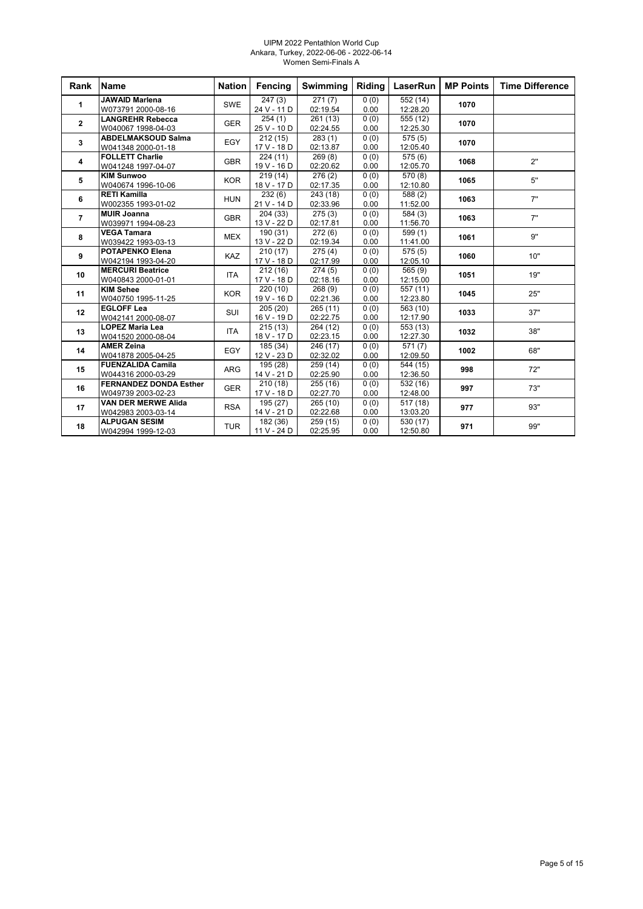UIPM 2022 Pentathlon World Cup
Ankara, Turkey, 2022-06-06 - 2022-06-14
Women Semi-Finals A

| Rank | Name | Nation | Fencing | Swimming | Riding | LaserRun | MP Points | Time Difference |
|---|---|---|---|---|---|---|---|---|
| 1 | **JAWAID Marlena** W073791 2000-08-16 | SWE | 247 (3) 24 V - 11 D | 271 (7) 02:19.54 | 0 (0) 0.00 | 552 (14) 12:28.20 | **1070** | |
| 2 | **LANGREHR Rebecca** W040067 1998-04-03 | GER | 254 (1) 25 V - 10 D | 261 (13) 02:24.55 | 0 (0) 0.00 | 555 (12) 12:25.30 | **1070** | |
| 3 | **ABDELMAKSOUD Salma** W041348 2000-01-18 | EGY | 212 (15) 17 V - 18 D | 283 (1) 02:13.87 | 0 (0) 0.00 | 575 (5) 12:05.40 | **1070** | |
| 4 | **FOLLETT Charlie** W041248 1997-04-07 | GBR | 224 (11) 19 V - 16 D | 269 (8) 02:20.62 | 0 (0) 0.00 | 575 (6) 12:05.70 | **1068** | 2" |
| 5 | **KIM Sunwoo** W040674 1996-10-06 | KOR | 219 (14) 18 V - 17 D | 276 (2) 02:17.35 | 0 (0) 0.00 | 570 (8) 12:10.80 | **1065** | 5" |
| 6 | **RETI Kamilla** W002355 1993-01-02 | HUN | 232 (6) 21 V - 14 D | 243 (18) 02:33.96 | 0 (0) 0.00 | 588 (2) 11:52.00 | **1063** | 7" |
| 7 | **MUIR Joanna** W039971 1994-08-23 | GBR | 204 (33) 13 V - 22 D | 275 (3) 02:17.81 | 0 (0) 0.00 | 584 (3) 11:56.70 | **1063** | 7" |
| 8 | **VEGA Tamara** W039422 1993-03-13 | MEX | 190 (31) 13 V - 22 D | 272 (6) 02:19.34 | 0 (0) 0.00 | 599 (1) 11:41.00 | **1061** | 9" |
| 9 | **POTAPENKO Elena** W042194 1993-04-20 | KAZ | 210 (17) 17 V - 18 D | 275 (4) 02:17.99 | 0 (0) 0.00 | 575 (5) 12:05.10 | **1060** | 10" |
| 10 | **MERCURI Beatrice** W040843 2000-01-01 | ITA | 212 (16) 17 V - 18 D | 274 (5) 02:18.16 | 0 (0) 0.00 | 565 (9) 12:15.00 | **1051** | 19" |
| 11 | **KIM Sehee** W040750 1995-11-25 | KOR | 220 (10) 19 V - 16 D | 268 (9) 02:21.36 | 0 (0) 0.00 | 557 (11) 12:23.80 | **1045** | 25" |
| 12 | **EGLOFF Lea** W042141 2000-08-07 | SUI | 205 (20) 16 V - 19 D | 265 (11) 02:22.75 | 0 (0) 0.00 | 563 (10) 12:17.90 | **1033** | 37" |
| 13 | **LOPEZ Maria Lea** W041520 2000-08-04 | ITA | 215 (13) 18 V - 17 D | 264 (12) 02:23.15 | 0 (0) 0.00 | 553 (13) 12:27.30 | **1032** | 38" |
| 14 | **AMER Zeina** W041878 2005-04-25 | EGY | 185 (34) 12 V - 23 D | 246 (17) 02:32.02 | 0 (0) 0.00 | 571 (7) 12:09.50 | **1002** | 68" |
| 15 | **FUENZALIDA Camila** W044316 2000-03-29 | ARG | 195 (28) 14 V - 21 D | 259 (14) 02:25.90 | 0 (0) 0.00 | 544 (15) 12:36.50 | **998** | 72" |
| 16 | **FERNANDEZ DONDA Esther** W049739 2003-02-23 | GER | 210 (18) 17 V - 18 D | 255 (16) 02:27.70 | 0 (0) 0.00 | 532 (16) 12:48.00 | **997** | 73" |
| 17 | **VAN DER MERWE Alida** W042983 2003-03-14 | RSA | 195 (27) 14 V - 21 D | 265 (10) 02:22.68 | 0 (0) 0.00 | 517 (18) 13:03.20 | **977** | 93" |
| 18 | **ALPUGAN SESIM** W042994 1999-12-03 | TUR | 182 (36) 11 V - 24 D | 259 (15) 02:25.95 | 0 (0) 0.00 | 530 (17) 12:50.80 | **971** | 99" |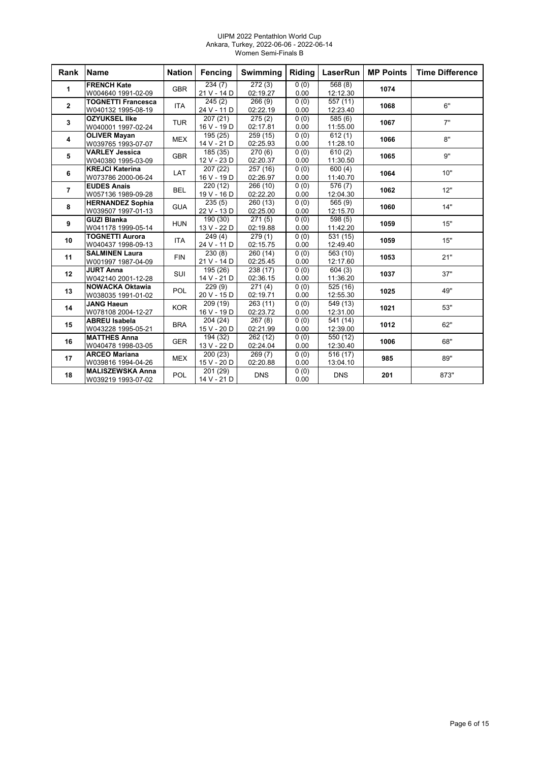UIPM 2022 Pentathlon World Cup
Ankara, Turkey, 2022-06-06 - 2022-06-14
Women Semi-Finals B

| Rank | Name | Nation | Fencing | Swimming | Riding | LaserRun | MP Points | Time Difference |
|---|---|---|---|---|---|---|---|---|
| 1 | **FRENCH Kate** W004640 1991-02-09 | GBR | 234 (7) 21 V - 14 D | 272 (3) 02:19.27 | 0 (0) 0.00 | 568 (8) 12:12.30 | **1074** | |
| 2 | **TOGNETTI Francesca** W040132 1995-08-19 | ITA | 245 (2) 24 V - 11 D | 266 (9) 02:22.19 | 0 (0) 0.00 | 557 (11) 12:23.40 | **1068** | 6" |
| 3 | **OZYUKSEL Ilke** W040001 1997-02-24 | TUR | 207 (21) 16 V - 19 D | 275 (2) 02:17.81 | 0 (0) 0.00 | 585 (6) 11:55.00 | **1067** | 7" |
| 4 | **OLIVER Mayan** W039765 1993-07-07 | MEX | 195 (25) 14 V - 21 D | 259 (15) 02:25.93 | 0 (0) 0.00 | 612 (1) 11:28.10 | **1066** | 8" |
| 5 | **VARLEY Jessica** W040380 1995-03-09 | GBR | 185 (35) 12 V - 23 D | 270 (6) 02:20.37 | 0 (0) 0.00 | 610 (2) 11:30.50 | **1065** | 9" |
| 6 | **KREJCI Katerina** W073786 2000-06-24 | LAT | 207 (22) 16 V - 19 D | 257 (16) 02:26.97 | 0 (0) 0.00 | 600 (4) 11:40.70 | **1064** | 10" |
| 7 | **EUDES Anais** W057136 1989-09-28 | BEL | 220 (12) 19 V - 16 D | 266 (10) 02:22.20 | 0 (0) 0.00 | 576 (7) 12:04.30 | **1062** | 12" |
| 8 | **HERNANDEZ Sophia** W039507 1997-01-13 | GUA | 235 (5) 22 V - 13 D | 260 (13) 02:25.00 | 0 (0) 0.00 | 565 (9) 12:15.70 | **1060** | 14" |
| 9 | **GUZI Blanka** W041178 1999-05-14 | HUN | 190 (30) 13 V - 22 D | 271 (5) 02:19.88 | 0 (0) 0.00 | 598 (5) 11:42.20 | **1059** | 15" |
| 10 | **TOGNETTI Aurora** W040437 1998-09-13 | ITA | 249 (4) 24 V - 11 D | 279 (1) 02:15.75 | 0 (0) 0.00 | 531 (15) 12:49.40 | **1059** | 15" |
| 11 | **SALMINEN Laura** W001997 1987-04-09 | FIN | 230 (8) 21 V - 14 D | 260 (14) 02:25.45 | 0 (0) 0.00 | 563 (10) 12:17.60 | **1053** | 21" |
| 12 | **JURT Anna** W042140 2001-12-28 | SUI | 195 (26) 14 V - 21 D | 238 (17) 02:36.15 | 0 (0) 0.00 | 604 (3) 11:36.20 | **1037** | 37" |
| 13 | **NOWACKA Oktawia** W038035 1991-01-02 | POL | 229 (9) 20 V - 15 D | 271 (4) 02:19.71 | 0 (0) 0.00 | 525 (16) 12:55.30 | **1025** | 49" |
| 14 | **JANG Haeun** W078108 2004-12-27 | KOR | 209 (19) 16 V - 19 D | 263 (11) 02:23.72 | 0 (0) 0.00 | 549 (13) 12:31.00 | **1021** | 53" |
| 15 | **ABREU Isabela** W043228 1995-05-21 | BRA | 204 (24) 15 V - 20 D | 267 (8) 02:21.99 | 0 (0) 0.00 | 541 (14) 12:39.00 | **1012** | 62" |
| 16 | **MATTHES Anna** W040478 1998-03-05 | GER | 194 (32) 13 V - 22 D | 262 (12) 02:24.04 | 0 (0) 0.00 | 550 (12) 12:30.40 | **1006** | 68" |
| 17 | **ARCEO Mariana** W039816 1994-04-26 | MEX | 200 (23) 15 V - 20 D | 269 (7) 02:20.88 | 0 (0) 0.00 | 516 (17) 13:04.10 | **985** | 89" |
| 18 | **MALISZEWSKA Anna** W039219 1993-07-02 | POL | 201 (29) 14 V - 21 D | DNS | 0 (0) 0.00 | DNS | **201** | 873" |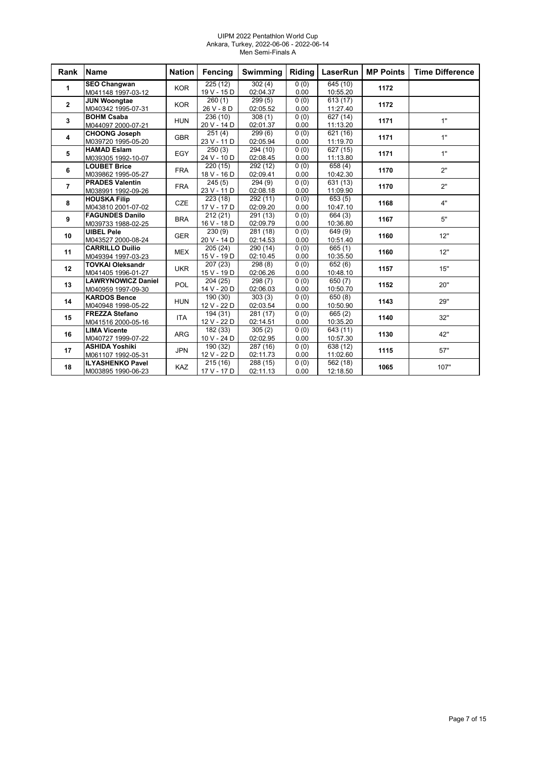UIPM 2022 Pentathlon World Cup
Ankara, Turkey, 2022-06-06 - 2022-06-14
Men Semi-Finals A

| Rank | Name | Nation | Fencing | Swimming | Riding | LaserRun | MP Points | Time Difference |
|---|---|---|---|---|---|---|---|---|
| 1 | **SEO Changwan** M041148 1997-03-12 | KOR | 225 (12) 19 V - 15 D | 302 (4) 02:04.37 | 0 (0) 0.00 | 645 (10) 10:55.20 | 1172 | |
| 2 | **JUN Woongtae** M040342 1995-07-31 | KOR | 260 (1) 26 V - 8 D | 299 (5) 02:05.52 | 0 (0) 0.00 | 613 (17) 11:27.40 | 1172 | |
| 3 | **BOHM Csaba** M044097 2000-07-21 | HUN | 236 (10) 20 V - 14 D | 308 (1) 02:01.37 | 0 (0) 0.00 | 627 (14) 11:13.20 | 1171 | 1" |
| 4 | **CHOONG Joseph** M039720 1995-05-20 | GBR | 251 (4) 23 V - 11 D | 299 (6) 02:05.94 | 0 (0) 0.00 | 621 (16) 11:19.70 | 1171 | 1" |
| 5 | **HAMAD Eslam** M039305 1992-10-07 | EGY | 250 (3) 24 V - 10 D | 294 (10) 02:08.45 | 0 (0) 0.00 | 627 (15) 11:13.80 | 1171 | 1" |
| 6 | **LOUBET Brice** M039862 1995-05-27 | FRA | 220 (15) 18 V - 16 D | 292 (12) 02:09.41 | 0 (0) 0.00 | 658 (4) 10:42.30 | 1170 | 2" |
| 7 | **PRADES Valentin** M038991 1992-09-26 | FRA | 245 (5) 23 V - 11 D | 294 (9) 02:08.18 | 0 (0) 0.00 | 631 (13) 11:09.90 | 1170 | 2" |
| 8 | **HOUSKA Filip** M043810 2001-07-02 | CZE | 223 (18) 17 V - 17 D | 292 (11) 02:09.20 | 0 (0) 0.00 | 653 (5) 10:47.10 | 1168 | 4" |
| 9 | **FAGUNDES Danilo** M039733 1988-02-25 | BRA | 212 (21) 16 V - 18 D | 291 (13) 02:09.79 | 0 (0) 0.00 | 664 (3) 10:36.80 | 1167 | 5" |
| 10 | **UIBEL Pele** M043527 2000-08-24 | GER | 230 (9) 20 V - 14 D | 281 (18) 02:14.53 | 0 (0) 0.00 | 649 (9) 10:51.40 | 1160 | 12" |
| 11 | **CARRILLO Duilio** M049394 1997-03-23 | MEX | 205 (24) 15 V - 19 D | 290 (14) 02:10.45 | 0 (0) 0.00 | 665 (1) 10:35.50 | 1160 | 12" |
| 12 | **TOVKAI Oleksandr** M041405 1996-01-27 | UKR | 207 (23) 15 V - 19 D | 298 (8) 02:06.26 | 0 (0) 0.00 | 652 (6) 10:48.10 | 1157 | 15" |
| 13 | **LAWRYNOWICZ Daniel** M040959 1997-09-30 | POL | 204 (25) 14 V - 20 D | 298 (7) 02:06.03 | 0 (0) 0.00 | 650 (7) 10:50.70 | 1152 | 20" |
| 14 | **KARDOS Bence** M040948 1998-05-22 | HUN | 190 (30) 12 V - 22 D | 303 (3) 02:03.54 | 0 (0) 0.00 | 650 (8) 10:50.90 | 1143 | 29" |
| 15 | **FREZZA Stefano** M041516 2000-05-16 | ITA | 194 (31) 12 V - 22 D | 281 (17) 02:14.51 | 0 (0) 0.00 | 665 (2) 10:35.20 | 1140 | 32" |
| 16 | **LIMA Vicente** M040727 1999-07-22 | ARG | 182 (33) 10 V - 24 D | 305 (2) 02:02.95 | 0 (0) 0.00 | 643 (11) 10:57.30 | 1130 | 42" |
| 17 | **ASHIDA Yoshiki** M061107 1992-05-31 | JPN | 190 (32) 12 V - 22 D | 287 (16) 02:11.73 | 0 (0) 0.00 | 638 (12) 11:02.60 | 1115 | 57" |
| 18 | **ILYASHENKO Pavel** M003895 1990-06-23 | KAZ | 215 (16) 17 V - 17 D | 288 (15) 02:11.13 | 0 (0) 0.00 | 562 (18) 12:18.50 | 1065 | 107" |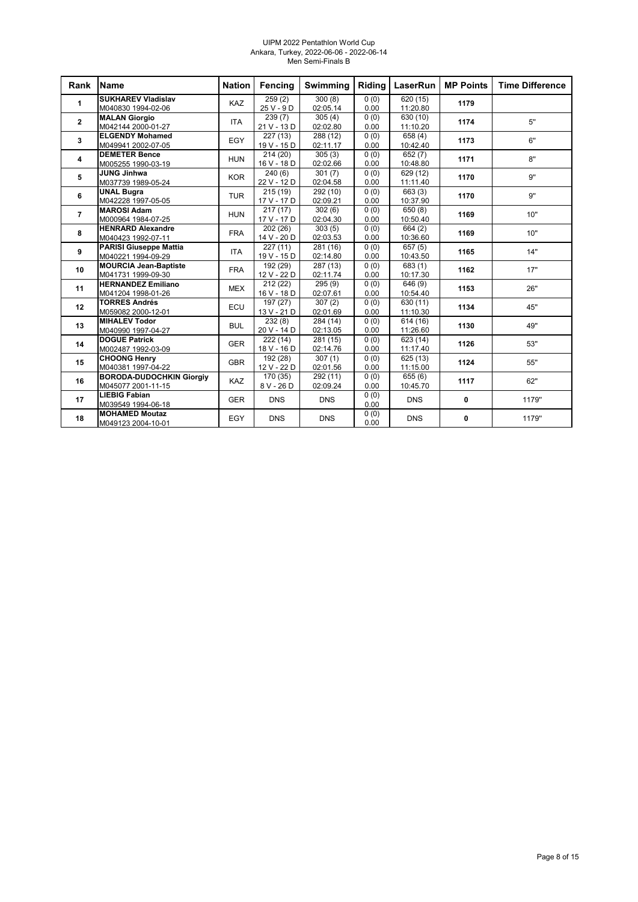UIPM 2022 Pentathlon World Cup
Ankara, Turkey, 2022-06-06 - 2022-06-14
Men Semi-Finals B

| Rank | Name | Nation | Fencing | Swimming | Riding | LaserRun | MP Points | Time Difference |
|---|---|---|---|---|---|---|---|---|
| 1 | **SUKHAREV Vladislav** M040830 1994-02-06 | KAZ | 259 (2) 25 V - 9 D | 300 (8) 02:05.14 | 0 (0) 0.00 | 620 (15) 11:20.80 | **1179** | |
| 2 | **MALAN Giorgio** M042144 2000-01-27 | ITA | 239 (7) 21 V - 13 D | 305 (4) 02:02.80 | 0 (0) 0.00 | 630 (10) 11:10.20 | **1174** | 5" |
| 3 | **ELGENDY Mohamed** M049941 2002-07-05 | EGY | 227 (13) 19 V - 15 D | 288 (12) 02:11.17 | 0 (0) 0.00 | 658 (4) 10:42.40 | **1173** | 6" |
| 4 | **DEMETER Bence** M005255 1990-03-19 | HUN | 214 (20) 16 V - 18 D | 305 (3) 02:02.66 | 0 (0) 0.00 | 652 (7) 10:48.80 | **1171** | 8" |
| 5 | **JUNG Jinhwa** M037739 1989-05-24 | KOR | 240 (6) 22 V - 12 D | 301 (7) 02:04.58 | 0 (0) 0.00 | 629 (12) 11:11.40 | **1170** | 9" |
| 6 | **UNAL Bugra** M042228 1997-05-05 | TUR | 215 (19) 17 V - 17 D | 292 (10) 02:09.21 | 0 (0) 0.00 | 663 (3) 10:37.90 | **1170** | 9" |
| 7 | **MAROSI Adam** M000964 1984-07-25 | HUN | 217 (17) 17 V - 17 D | 302 (6) 02:04.30 | 0 (0) 0.00 | 650 (8) 10:50.40 | **1169** | 10" |
| 8 | **HENRARD Alexandre** M040423 1992-07-11 | FRA | 202 (26) 14 V - 20 D | 303 (5) 02:03.53 | 0 (0) 0.00 | 664 (2) 10:36.60 | **1169** | 10" |
| 9 | **PARISI Giuseppe Mattia** M040221 1994-09-29 | ITA | 227 (11) 19 V - 15 D | 281 (16) 02:14.80 | 0 (0) 0.00 | 657 (5) 10:43.50 | **1165** | 14" |
| 10 | **MOURCIA Jean-Baptiste** M041731 1999-09-30 | FRA | 192 (29) 12 V - 22 D | 287 (13) 02:11.74 | 0 (0) 0.00 | 683 (1) 10:17.30 | **1162** | 17" |
| 11 | **HERNANDEZ Emiliano** M041204 1998-01-26 | MEX | 212 (22) 16 V - 18 D | 295 (9) 02:07.61 | 0 (0) 0.00 | 646 (9) 10:54.40 | **1153** | 26" |
| 12 | **TORRES Andrés** M059082 2000-12-01 | ECU | 197 (27) 13 V - 21 D | 307 (2) 02:01.69 | 0 (0) 0.00 | 630 (11) 11:10.30 | **1134** | 45" |
| 13 | **MIHALEV Todor** M040990 1997-04-27 | BUL | 232 (8) 20 V - 14 D | 284 (14) 02:13.05 | 0 (0) 0.00 | 614 (16) 11:26.60 | **1130** | 49" |
| 14 | **DOGUE Patrick** M002487 1992-03-09 | GER | 222 (14) 18 V - 16 D | 281 (15) 02:14.76 | 0 (0) 0.00 | 623 (14) 11:17.40 | **1126** | 53" |
| 15 | **CHOONG Henry** M040381 1997-04-22 | GBR | 192 (28) 12 V - 22 D | 307 (1) 02:01.56 | 0 (0) 0.00 | 625 (13) 11:15.00 | **1124** | 55" |
| 16 | **BORODA-DUDOCHKIN Giorgiy** M045077 2001-11-15 | KAZ | 170 (35) 8 V - 26 D | 292 (11) 02:09.24 | 0 (0) 0.00 | 655 (6) 10:45.70 | **1117** | 62" |
| 17 | **LIEBIG Fabian** M039549 1994-06-18 | GER | DNS | DNS | 0 (0) 0.00 | DNS | **0** | 1179" |
| 18 | **MOHAMED Moutaz** M049123 2004-10-01 | EGY | DNS | DNS | 0 (0) 0.00 | DNS | **0** | 1179" |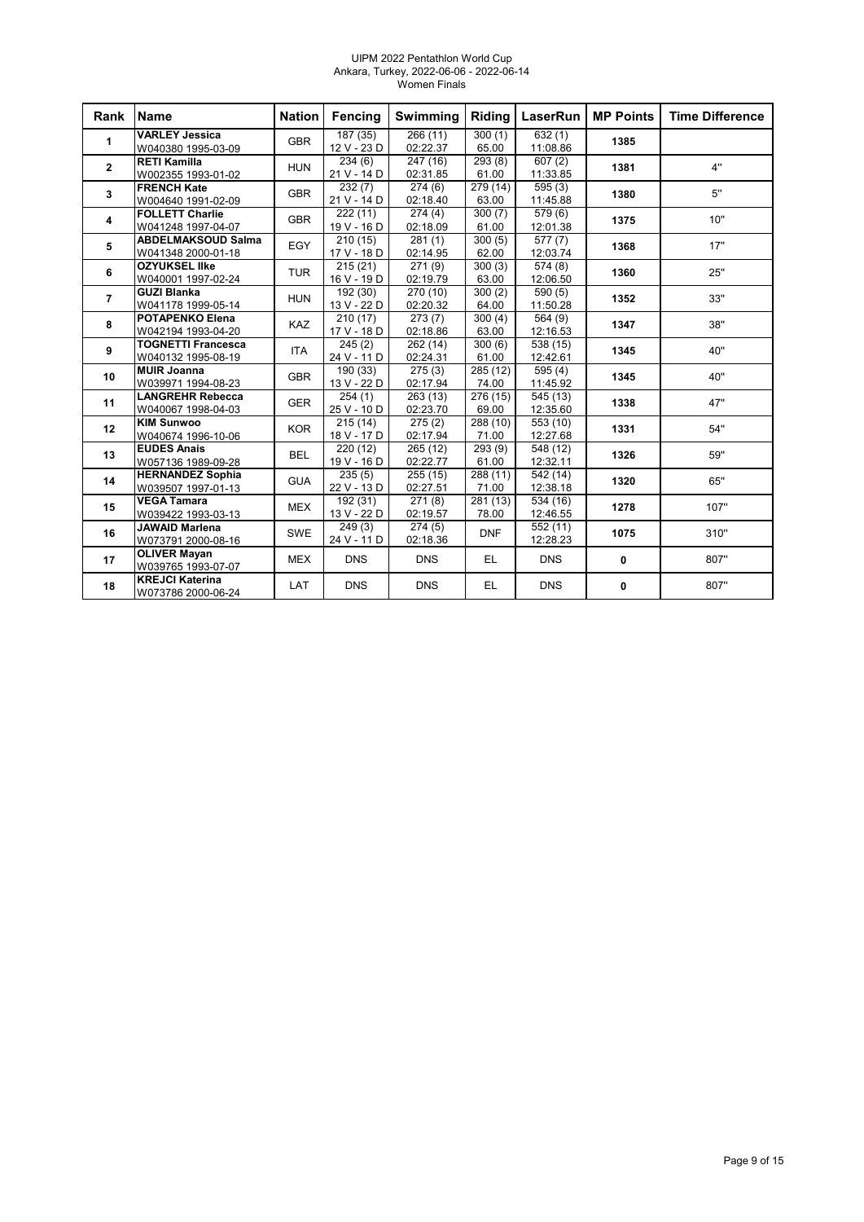UIPM 2022 Pentathlon World Cup
Ankara, Turkey, 2022-06-06 - 2022-06-14
Women Finals

| Rank | Name | Nation | Fencing | Swimming | Riding | LaserRun | MP Points | Time Difference |
|---|---|---|---|---|---|---|---|---|
| 1 | **VARLEY Jessica** W040380 1995-03-09 | GBR | 187 (35) 12 V - 23 D | 266 (11) 02:22.37 | 300 (1) 65.00 | 632 (1) 11:08.86 | **1385** | |
| 2 | **RETI Kamilla** W002355 1993-01-02 | HUN | 234 (6) 21 V - 14 D | 247 (16) 02:31.85 | 293 (8) 61.00 | 607 (2) 11:33.85 | **1381** | 4" |
| 3 | **FRENCH Kate** W004640 1991-02-09 | GBR | 232 (7) 21 V - 14 D | 274 (6) 02:18.40 | 279 (14) 63.00 | 595 (3) 11:45.88 | **1380** | 5" |
| 4 | **FOLLETT Charlie** W041248 1997-04-07 | GBR | 222 (11) 19 V - 16 D | 274 (4) 02:18.09 | 300 (7) 61.00 | 579 (6) 12:01.38 | **1375** | 10" |
| 5 | **ABDELMAKSOUD Salma** W041348 2000-01-18 | EGY | 210 (15) 17 V - 18 D | 281 (1) 02:14.95 | 300 (5) 62.00 | 577 (7) 12:03.74 | **1368** | 17" |
| 6 | **OZYUKSEL Ilke** W040001 1997-02-24 | TUR | 215 (21) 16 V - 19 D | 271 (9) 02:19.79 | 300 (3) 63.00 | 574 (8) 12:06.50 | **1360** | 25" |
| 7 | **GUZI Blanka** W041178 1999-05-14 | HUN | 192 (30) 13 V - 22 D | 270 (10) 02:20.32 | 300 (2) 64.00 | 590 (5) 11:50.28 | **1352** | 33" |
| 8 | **POTAPENKO Elena** W042194 1993-04-20 | KAZ | 210 (17) 17 V - 18 D | 273 (7) 02:18.86 | 300 (4) 63.00 | 564 (9) 12:16.53 | **1347** | 38" |
| 9 | **TOGNETTI Francesca** W040132 1995-08-19 | ITA | 245 (2) 24 V - 11 D | 262 (14) 02:24.31 | 300 (6) 61.00 | 538 (15) 12:42.61 | **1345** | 40" |
| 10 | **MUIR Joanna** W039971 1994-08-23 | GBR | 190 (33) 13 V - 22 D | 275 (3) 02:17.94 | 285 (12) 74.00 | 595 (4) 11:45.92 | **1345** | 40" |
| 11 | **LANGREHR Rebecca** W040067 1998-04-03 | GER | 254 (1) 25 V - 10 D | 263 (13) 02:23.70 | 276 (15) 69.00 | 545 (13) 12:35.60 | **1338** | 47" |
| 12 | **KIM Sunwoo** W040674 1996-10-06 | KOR | 215 (14) 18 V - 17 D | 275 (2) 02:17.94 | 288 (10) 71.00 | 553 (10) 12:27.68 | **1331** | 54" |
| 13 | **EUDES Anais** W057136 1989-09-28 | BEL | 220 (12) 19 V - 16 D | 265 (12) 02:22.77 | 293 (9) 61.00 | 548 (12) 12:32.11 | **1326** | 59" |
| 14 | **HERNANDEZ Sophia** W039507 1997-01-13 | GUA | 235 (5) 22 V - 13 D | 255 (15) 02:27.51 | 288 (11) 71.00 | 542 (14) 12:38.18 | **1320** | 65" |
| 15 | **VEGA Tamara** W039422 1993-03-13 | MEX | 192 (31) 13 V - 22 D | 271 (8) 02:19.57 | 281 (13) 78.00 | 534 (16) 12:46.55 | **1278** | 107" |
| 16 | **JAWAID Marlena** W073791 2000-08-16 | SWE | 249 (3) 24 V - 11 D | 274 (5) 02:18.36 | DNF | 552 (11) 12:28.23 | **1075** | 310" |
| 17 | **OLIVER Mayan** W039765 1993-07-07 | MEX | DNS | DNS | EL | DNS | **0** | 807" |
| 18 | **KREJCI Katerina** W073786 2000-06-24 | LAT | DNS | DNS | EL | DNS | **0** | 807" |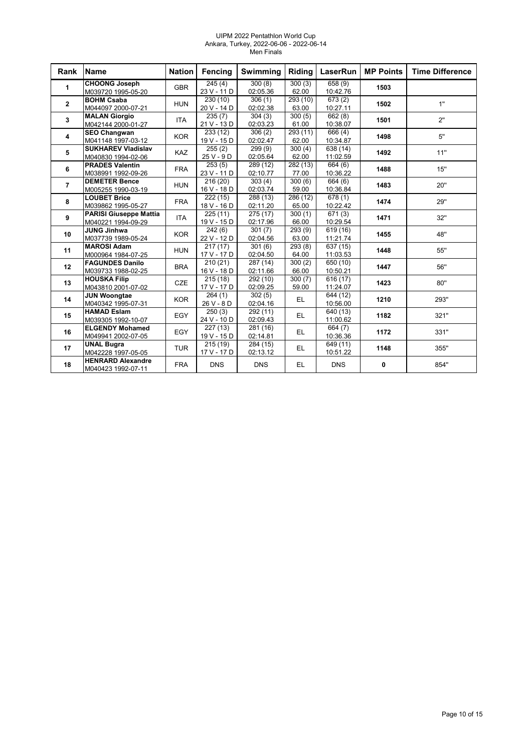UIPM 2022 Pentathlon World Cup
Ankara, Turkey, 2022-06-06 - 2022-06-14
Men Finals

| Rank | Name | Nation | Fencing | Swimming | Riding | LaserRun | MP Points | Time Difference |
|---|---|---|---|---|---|---|---|---|
| 1 | **CHOONG Joseph** M039720 1995-05-20 | GBR | 245 (4) 23 V - 11 D | 300 (8) 02:05.36 | 300 (3) 62.00 | 658 (9) 10:42.76 | **1503** | |
| 2 | **BOHM Csaba** M044097 2000-07-21 | HUN | 230 (10) 20 V - 14 D | 306 (1) 02:02.38 | 293 (10) 63.00 | 673 (2) 10:27.11 | **1502** | 1" |
| 3 | **MALAN Giorgio** M042144 2000-01-27 | ITA | 235 (7) 21 V - 13 D | 304 (3) 02:03.23 | 300 (5) 61.00 | 662 (8) 10:38.07 | **1501** | 2" |
| 4 | **SEO Changwan** M041148 1997-03-12 | KOR | 233 (12) 19 V - 15 D | 306 (2) 02:02.47 | 293 (11) 62.00 | 666 (4) 10:34.87 | **1498** | 5" |
| 5 | **SUKHAREV Vladislav** M040830 1994-02-06 | KAZ | 255 (2) 25 V - 9 D | 299 (9) 02:05.64 | 300 (4) 62.00 | 638 (14) 11:02.59 | **1492** | 11" |
| 6 | **PRADES Valentin** M038991 1992-09-26 | FRA | 253 (5) 23 V - 11 D | 289 (12) 02:10.77 | 282 (13) 77.00 | 664 (6) 10:36.22 | **1488** | 15" |
| 7 | **DEMETER Bence** M005255 1990-03-19 | HUN | 216 (20) 16 V - 18 D | 303 (4) 02:03.74 | 300 (6) 59.00 | 664 (6) 10:36.84 | **1483** | 20" |
| 8 | **LOUBET Brice** M039862 1995-05-27 | FRA | 222 (15) 18 V - 16 D | 288 (13) 02:11.20 | 286 (12) 65.00 | 678 (1) 10:22.42 | **1474** | 29" |
| 9 | **PARISI Giuseppe Mattia** M040221 1994-09-29 | ITA | 225 (11) 19 V - 15 D | 275 (17) 02:17.96 | 300 (1) 66.00 | 671 (3) 10:29.54 | **1471** | 32" |
| 10 | **JUNG Jinhwa** M037739 1989-05-24 | KOR | 242 (6) 22 V - 12 D | 301 (7) 02:04.56 | 293 (9) 63.00 | 619 (16) 11:21.74 | **1455** | 48" |
| 11 | **MAROSI Adam** M000964 1984-07-25 | HUN | 217 (17) 17 V - 17 D | 301 (6) 02:04.50 | 293 (8) 64.00 | 637 (15) 11:03.53 | **1448** | 55" |
| 12 | **FAGUNDES Danilo** M039733 1988-02-25 | BRA | 210 (21) 16 V - 18 D | 287 (14) 02:11.66 | 300 (2) 66.00 | 650 (10) 10:50.21 | **1447** | 56" |
| 13 | **HOUSKA Filip** M043810 2001-07-02 | CZE | 215 (18) 17 V - 17 D | 292 (10) 02:09.25 | 300 (7) 59.00 | 616 (17) 11:24.07 | **1423** | 80" |
| 14 | **JUN Woongtae** M040342 1995-07-31 | KOR | 264 (1) 26 V - 8 D | 302 (5) 02:04.16 | EL | 644 (12) 10:56.00 | **1210** | 293" |
| 15 | **HAMAD Eslam** M039305 1992-10-07 | EGY | 250 (3) 24 V - 10 D | 292 (11) 02:09.43 | EL | 640 (13) 11:00.62 | **1182** | 321" |
| 16 | **ELGENDY Mohamed** M049941 2002-07-05 | EGY | 227 (13) 19 V - 15 D | 281 (16) 02:14.81 | EL | 664 (7) 10:36.36 | **1172** | 331" |
| 17 | **UNAL Bugra** M042228 1997-05-05 | TUR | 215 (19) 17 V - 17 D | 284 (15) 02:13.12 | EL | 649 (11) 10:51.22 | **1148** | 355" |
| 18 | **HENRARD Alexandre** M040423 1992-07-11 | FRA | DNS | DNS | EL | DNS | **0** | 854" |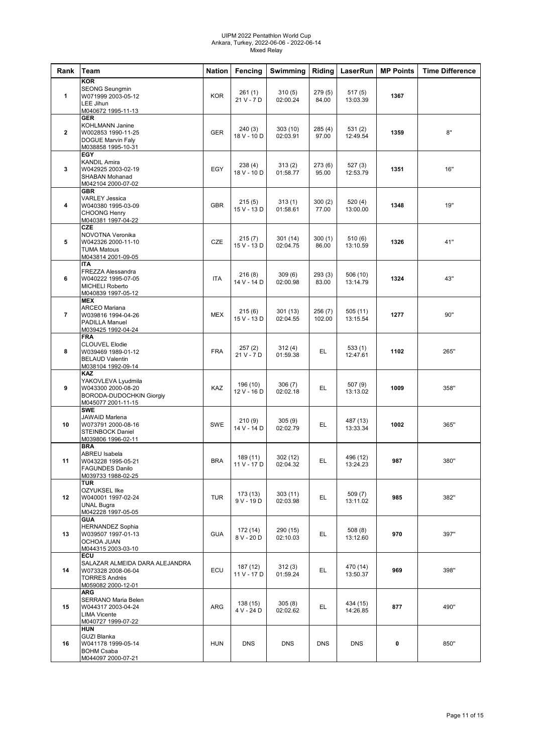UIPM 2022 Pentathlon World Cup
Ankara, Turkey, 2022-06-06 - 2022-06-14
Mixed Relay

| Rank | Team | Nation | Fencing | Swimming | Riding | LaserRun | MP Points | Time Difference |
|---|---|---|---|---|---|---|---|---|
| 1 | **KOR**<br>SEONG Seungmin<br>W071999 2003-05-12<br>LEE Jihun<br>M040672 1995-11-13 | KOR | 261 (1)<br>21 V - 7 D | 310 (5)<br>02:00.24 | 279 (5)<br>84.00 | 517 (5)<br>13:03.39 | **1367** | |
| 2 | **GER**<br>KOHLMANN Janine<br>W002853 1990-11-25<br>DOGUE Marvin Faly<br>M038858 1995-10-31 | GER | 240 (3)<br>18 V - 10 D | 303 (10)<br>02:03.91 | 285 (4)<br>97.00 | 531 (2)<br>12:49.54 | **1359** | 8" |
| 3 | **EGY**<br>KANDIL Amira<br>W042925 2003-02-19<br>SHABAN Mohanad<br>M042104 2000-07-02 | EGY | 238 (4)<br>18 V - 10 D | 313 (2)<br>01:58.77 | 273 (6)<br>95.00 | 527 (3)<br>12:53.79 | **1351** | 16" |
| 4 | **GBR**<br>VARLEY Jessica<br>W040380 1995-03-09<br>CHOONG Henry<br>M040381 1997-04-22 | GBR | 215 (5)<br>15 V - 13 D | 313 (1)<br>01:58.61 | 300 (2)<br>77.00 | 520 (4)<br>13:00.00 | **1348** | 19" |
| 5 | **CZE**<br>NOVOTNA Veronika<br>W042326 2000-11-10<br>TUMA Matous<br>M043814 2001-09-05 | CZE | 215 (7)<br>15 V - 13 D | 301 (14)<br>02:04.75 | 300 (1)<br>86.00 | 510 (6)<br>13:10.59 | **1326** | 41" |
| 6 | **ITA**<br>FREZZA Alessandra<br>W040222 1995-07-05<br>MICHELI Roberto<br>M040839 1997-05-12 | ITA | 216 (8)<br>14 V - 14 D | 309 (6)<br>02:00.98 | 293 (3)<br>83.00 | 506 (10)<br>13:14.79 | **1324** | 43" |
| 7 | **MEX**<br>ARCEO Mariana<br>W039816 1994-04-26<br>PADILLA Manuel<br>M039425 1992-04-24 | MEX | 215 (6)<br>15 V - 13 D | 301 (13)<br>02:04.55 | 256 (7)<br>102.00 | 505 (11)<br>13:15.54 | **1277** | 90" |
| 8 | **FRA**<br>CLOUVEL Elodie<br>W039469 1989-01-12<br>BELAUD Valentin<br>M038104 1992-09-14 | FRA | 257 (2)<br>21 V - 7 D | 312 (4)<br>01:59.38 | EL | 533 (1)<br>12:47.61 | **1102** | 265" |
| 9 | **KAZ**<br>YAKOVLEVA Lyudmila<br>W043300 2000-08-20<br>BORODA-DUDOCHKIN Giorgiy<br>M045077 2001-11-15 | KAZ | 196 (10)<br>12 V - 16 D | 306 (7)<br>02:02.18 | EL | 507 (9)<br>13:13.02 | **1009** | 358" |
| 10 | **SWE**<br>JAWAID Marlena<br>W073791 2000-08-16<br>STEINBOCK Daniel<br>M039806 1996-02-11 | SWE | 210 (9)<br>14 V - 14 D | 305 (9)<br>02:02.79 | EL | 487 (13)<br>13:33.34 | **1002** | 365" |
| 11 | **BRA**<br>ABREU Isabela<br>W043228 1995-05-21<br>FAGUNDES Danilo<br>M039733 1988-02-25 | BRA | 189 (11)<br>11 V - 17 D | 302 (12)<br>02:04.32 | EL | 496 (12)<br>13:24.23 | **987** | 380" |
| 12 | **TUR**<br>OZYUKSEL Ilke<br>W040001 1997-02-24<br>UNAL Bugra<br>M042228 1997-05-05 | TUR | 173 (13)<br>9 V - 19 D | 303 (11)<br>02:03.98 | EL | 509 (7)<br>13:11.02 | **985** | 382" |
| 13 | **GUA**<br>HERNANDEZ Sophia<br>W039507 1997-01-13<br>OCHOA JUAN<br>M044315 2003-03-10 | GUA | 172 (14)<br>8 V - 20 D | 290 (15)<br>02:10.03 | EL | 508 (8)<br>13:12.60 | **970** | 397" |
| 14 | **ECU**<br>SALAZAR ALMEIDA DARA ALEJANDRA<br>W073328 2008-06-04<br>TORRES Andrés<br>M059082 2000-12-01 | ECU | 187 (12)<br>11 V - 17 D | 312 (3)<br>01:59.24 | EL | 470 (14)<br>13:50.37 | **969** | 398" |
| 15 | **ARG**<br>SERRANO Maria Belen<br>W044317 2003-04-24<br>LIMA Vicente<br>M040727 1999-07-22 | ARG | 138 (15)<br>4 V - 24 D | 305 (8)<br>02:02.62 | EL | 434 (15)<br>14:26.85 | **877** | 490" |
| 16 | **HUN**<br>GUZI Blanka<br>W041178 1999-05-14<br>BOHM Csaba<br>M044097 2000-07-21 | HUN | DNS | DNS | DNS | DNS | **0** | 850" |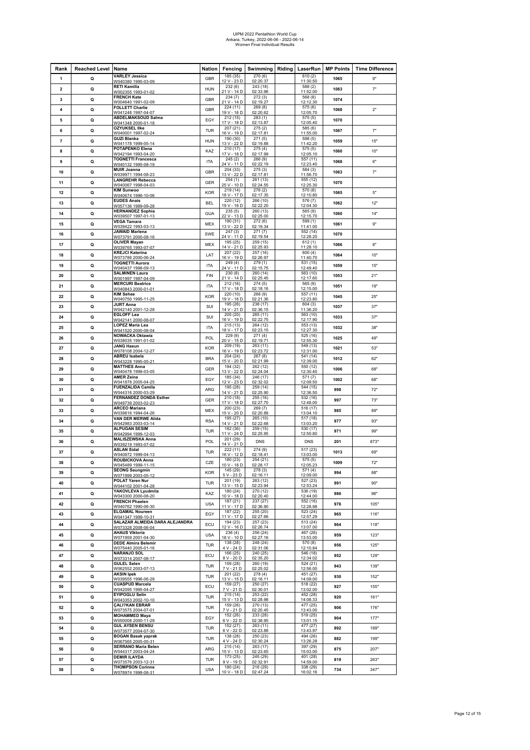UIPM 2022 Pentathlon World Cup
Ankara, Turkey, 2022-06-06 - 2022-06-14
Women Final Individual Results

| Rank | Reached Level | Name | Nation | Fencing | Swimming | Riding | LaserRun | MP Points | Time Difference |
|---|---|---|---|---|---|---|---|---|---|
| 1 | Q | VARLEY Jessica W040380 1995-03-09 | GBR | 185 (35) 12 V - 23 D | 270 (6) 02:20.37 | | 610 (2) 11:30.50 | 1065 | 9" |
| 2 | Q | RETI Kamilla W002355 1993-01-02 | HUN | 232 (6) 21 V - 14 D | 243 (18) 02:33.96 | | 588 (2) 11:52.00 | 1063 | 7" |
| 3 | Q | FRENCH Kate W004640 1991-02-09 | GBR | 234 (7) 21 V - 14 D | 272 (3) 02:19.27 | | 568 (8) 12:12.30 | 1074 | |
| 4 | Q | FOLLETT Charlie W041248 1997-04-07 | GBR | 224 (11) 19 V - 16 D | 269 (8) 02:20.62 | | 575 (6) 12:05.70 | 1068 | 2" |
| 5 | Q | ABDELMAKSOUD Salma W041348 2000-01-18 | EGY | 212 (15) 17 V - 18 D | 283 (1) 02:13.87 | | 575 (5) 12:05.40 | 1070 | |
| 6 | Q | OZYUKSEL Ilke W040001 1997-02-24 | TUR | 207 (21) 16 V - 19 D | 275 (2) 02:17.81 | | 585 (6) 11:55.00 | 1067 | 7" |
| 7 | Q | GUZI Blanka W041178 1999-05-14 | HUN | 190 (30) 13 V - 22 D | 271 (5) 02:19.88 | | 598 (5) 11:42.20 | 1059 | 15" |
| 8 | Q | POTAPENKO Elena W042194 1993-04-20 | KAZ | 210 (17) 17 V - 18 D | 275 (4) 02:17.99 | | 575 (5) 12:05.10 | 1060 | 10" |
| 9 | Q | TOGNETTI Francesca W040132 1995-08-19 | ITA | 245 (2) 24 V - 11 D | 266 (9) 02:22.19 | | 557 (11) 12:23.40 | 1068 | 6" |
| 10 | Q | MUIR Joanna W039971 1994-08-23 | GBR | 204 (33) 13 V - 22 D | 275 (3) 02:17.81 | | 584 (3) 11:56.70 | 1063 | 7" |
| 11 | Q | LANGREHR Rebecca W040067 1998-04-03 | GER | 254 (1) 25 V - 10 D | 261 (13) 02:24.55 | | 555 (12) 12:25.30 | 1070 | |
| 12 | Q | KIM Sunwoo W040674 1996-10-06 | KOR | 219 (14) 18 V - 17 D | 276 (2) 02:17.35 | | 570 (8) 12:10.80 | 1065 | 5" |
| 13 | Q | EUDES Anais W057136 1989-09-28 | BEL | 220 (12) 19 V - 16 D | 266 (10) 02:22.20 | | 576 (7) 12:04.30 | 1062 | 12" |
| 14 | Q | HERNANDEZ Sophia W039507 1997-01-13 | GUA | 235 (5) 22 V - 13 D | 260 (13) 02:25.00 | | 565 (9) 12:15.70 | 1060 | 14" |
| 15 | Q | VEGA Tamara W039422 1993-03-13 | MEX | 190 (31) 13 V - 22 D | 272 (6) 02:19.34 | | 599 (1) 11:41.00 | 1061 | 9" |
| 16 | Q | JAWAID Marlena W073791 2000-08-16 | SWE | 247 (3) 24 V - 11 D | 271 (7) 02:19.54 | | 552 (14) 12:28.20 | 1070 | |
| 17 | Q | OLIVER Mayan W039765 1993-07-07 | MEX | 195 (25) 14 V - 21 D | 259 (15) 02:25.93 | | 612 (1) 11:28.10 | 1066 | 8" |
| 18 | Q | KREJCI Katerina W073786 2000-06-24 | LAT | 207 (22) 16 V - 19 D | 257 (16) 02:26.97 | | 600 (4) 11:40.70 | 1064 | 10" |
| 19 | Q | TOGNETTI Aurora W040437 1998-09-13 | ITA | 249 (4) 24 V - 11 D | 279 (1) 02:15.75 | | 531 (15) 12:49.40 | 1059 | 15" |
| 20 | Q | SALMINEN Laura W001997 1987-04-09 | FIN | 230 (8) 21 V - 14 D | 260 (14) 02:25.45 | | 563 (10) 12:17.60 | 1053 | 21" |
| 21 | Q | MERCURI Beatrice W040843 2000-01-01 | ITA | 212 (16) 17 V - 18 D | 274 (5) 02:18.16 | | 565 (9) 12:15.00 | 1051 | 19" |
| 22 | Q | KIM Sehee W040750 1995-11-25 | KOR | 220 (10) 19 V - 16 D | 268 (9) 02:21.36 | | 557 (11) 12:23.80 | 1045 | 25" |
| 23 | Q | JURT Anna W042140 2001-12-28 | SUI | 195 (26) 14 V - 21 D | 238 (17) 02:36.15 | | 604 (3) 11:36.20 | 1037 | 37" |
| 24 | Q | EGLOFF Lea W042141 2000-08-07 | SUI | 205 (20) 16 V - 19 D | 265 (11) 02:22.75 | | 563 (10) 12:17.90 | 1033 | 37" |
| 25 | Q | LOPEZ Maria Lea W041520 2000-08-04 | ITA | 215 (13) 18 V - 17 D | 264 (12) 02:23.15 | | 553 (13) 12:27.30 | 1032 | 38" |
| 26 | Q | NOWACKA Oktawia W038035 1991-01-02 | POL | 229 (9) 20 V - 15 D | 271 (4) 02:19.71 | | 525 (16) 12:55.30 | 1025 | 49" |
| 27 | Q | JANG Haeun W078108 2004-12-27 | KOR | 209 (19) 16 V - 19 D | 263 (11) 02:23.72 | | 549 (13) 12:31.00 | 1021 | 53" |
| 28 | Q | ABREU Isabela W043228 1995-05-21 | BRA | 204 (24) 15 V - 20 D | 267 (8) 02:21.99 | | 541 (14) 12:39.00 | 1012 | 62" |
| 29 | Q | MATTHES Anna W040478 1998-03-05 | GER | 194 (32) 13 V - 22 D | 262 (12) 02:24.04 | | 550 (12) 12:30.40 | 1006 | 68" |
| 30 | Q | AMER Zeina W041878 2005-04-25 | EGY | 185 (34) 12 V - 23 D | 246 (17) 02:32.02 | | 571 (7) 12:09.50 | 1002 | 68" |
| 31 | Q | FUENZALIDA Camila W044316 2000-03-29 | ARG | 195 (28) 14 V - 21 D | 259 (14) 02:25.90 | | 544 (15) 12:36.50 | 998 | 72" |
| 32 | Q | FERNANDEZ DONDA Esther W049739 2003-02-23 | GER | 210 (18) 17 V - 18 D | 255 (16) 02:27.70 | | 532 (16) 12:48.00 | 997 | 73" |
| 33 | Q | ARCEO Mariana W039816 1994-04-26 | MEX | 200 (23) 15 V - 20 D | 269 (7) 02:20.88 | | 516 (17) 13:04.10 | 985 | 89" |
| 34 | Q | VAN DER MERWE Alida W042983 2003-03-14 | RSA | 195 (27) 14 V - 21 D | 265 (10) 02:22.68 | | 517 (18) 13:03.20 | 977 | 93" |
| 35 | Q | ALPUGAN SESIM W042994 1999-12-03 | TUR | 182 (36) 11 V - 24 D | 259 (15) 02:25.95 | | 530 (17) 12:50.80 | 971 | 99" |
| 36 | Q | MALISZEWSKA Anna W039219 1993-07-02 | POL | 201 (29) 14 V - 21 D | DNS | | DNS | 201 | 873" |
| 37 | Q | ASLAN Sidal W040872 1999-04-13 | TUR | 222 (11) 16 V - 12 D | 274 (9) 02:18.41 | | 517 (23) 13:03.00 | 1013 | 69" |
| 38 | Q | ROUBICKOVA Anna W045489 1999-11-15 | CZE | 180 (23) 10 V - 18 D | 254 (21) 02:28.17 | | 575 (5) 12:05.23 | 1009 | 72" |
| 39 | Q | SEONG Seungmin W071999 2003-05-12 | KOR | 145 (29) 5 V - 23 D | 278 (3) 02:16.11 | | 571 (4) 12:09.00 | 994 | 88" |
| 40 | Q | POLAT Yaren Nur W044102 2001-04-28 | TUR | 201 (19) 13 V - 15 D | 263 (12) 02:23.94 | | 527 (23) 12:53.24 | 991 | 90" |
| 41 | Q | YAKOVLEVA Lyudmila W043300 2000-08-20 | KAZ | 180 (24) 10 V - 18 D | 270 (12) 02:20.40 | | 536 (19) 12:44.00 | 986 | 96" |
| 42 | Q | FRENCH Phaelen W040762 1990-06-30 | USA | 187 (21) 11 V - 17 D | 237 (27) 02:36.90 | | 552 (16) 12:28.98 | 976 | 105" |
| 43 | Q | ELGAMAL Noureen W041347 1999-10-31 | EGY | 187 (22) 11 V - 17 D | 255 (20) 02:27.66 | | 523 (24) 12:57.29 | 965 | 116" |
| 44 | Q | SALAZAR ALMEIDA DARA ALEJANDRA W073328 2008-06-04 | ECU | 194 (23) 12 V - 16 D | 257 (23) 02:26.74 | | 513 (24) 13:07.00 | 964 | 118" |
| 45 | Q | AHAUS Viktoria W071959 2001-04-30 | USA | 236 (4) 18 V - 10 D | 256 (24) 02:27.16 | | 467 (26) 13:53.00 | 959 | 123" |
| 46 | Q | DEDE Almira Belemir W075440 2005-01-16 | TUR | 138 (28) 4 V - 24 D | 248 (24) 02:31.06 | | 570 (8) 12:10.84 | 956 | 125" |
| 47 | Q | NARANJO SOL W073314 2007-08-17 | ECU | 166 (25) 8 V - 20 D | 240 (25) 02:35.20 | | 546 (18) 12:34.02 | 952 | 129" |
| 48 | Q | GULEL Selen W062552 2003-07-13 | TUR | 159 (28) 7 V - 21 D | 260 (19) 02:25.02 | | 524 (21) 12:56.00 | 943 | 139" |
| 49 | Q | AKSIN Ipek W039555 1996-06-29 | TUR | 201 (22) 13 V - 15 D | 278 (4) 02:16.11 | | 451 (27) 14:09.00 | 930 | 152" |
| 50 | Q | CUASPUD Marcela W042095 1995-04-27 | ECU | 159 (27) 7 V - 21 D | 250 (27) 02:30.01 | | 518 (22) 13:02.00 | 927 | 155" |
| 51 | Q | EYIPOGLU Selin W043353 2002-10-10 | TUR | 215 (14) 15 V - 13 D | 253 (22) 02:28.98 | | 452 (28) 14:08.33 | 920 | 161" |
| 52 | Q | ÇALI?KAN EBRAR W073575 2004-07-01 | TUR | 159 (26) 7 V - 21 D | 270 (13) 02:20.45 | | 477 (25) 13:43.00 | 906 | 176" |
| 53 | Q | MOHAMMED Maya W050008 2000-11-29 | EGY | 152 (26) 6 V - 22 D | 233 (28) 02:38.95 | | 519 (25) 13:01.15 | 904 | 177" |
| 54 | Q | GUL AYSEN BENSU W073577 2004-07-30 | TUR | 152 (27) 6 V - 22 D | 263 (11) 02:23.88 | | 477 (27) 13:43.97 | 892 | 189" |
| 55 | Q | BOGAN Basak yaprak W067565 2005-05-31 | TUR | 138 (28) 4 V - 24 D | 250 (23) 02:30.24 | | 494 (26) 13:26.28 | 882 | 199" |
| 56 | Q | SERRANO Maria Belen W044317 2003-04-24 | ARG | 215 (14) 15 V - 13 D | 263 (17) 02:23.65 | | 397 (29) 15:03.00 | 875 | 207" |
| 57 | Q | DEMIR ILAYDA W073576 2003-12-31 | TUR | 173 (25) 9 V - 19 D | 245 (29) 02:32.91 | | 401 (28) 14:59.00 | 819 | 263" |
| 58 | Q | THOMPSON Corinne W078974 1998-08-31 | USA | 180 (24) 10 V - 18 D | 216 (29) 02:47.24 | | 338 (29) 16:02.16 | 734 | 347" |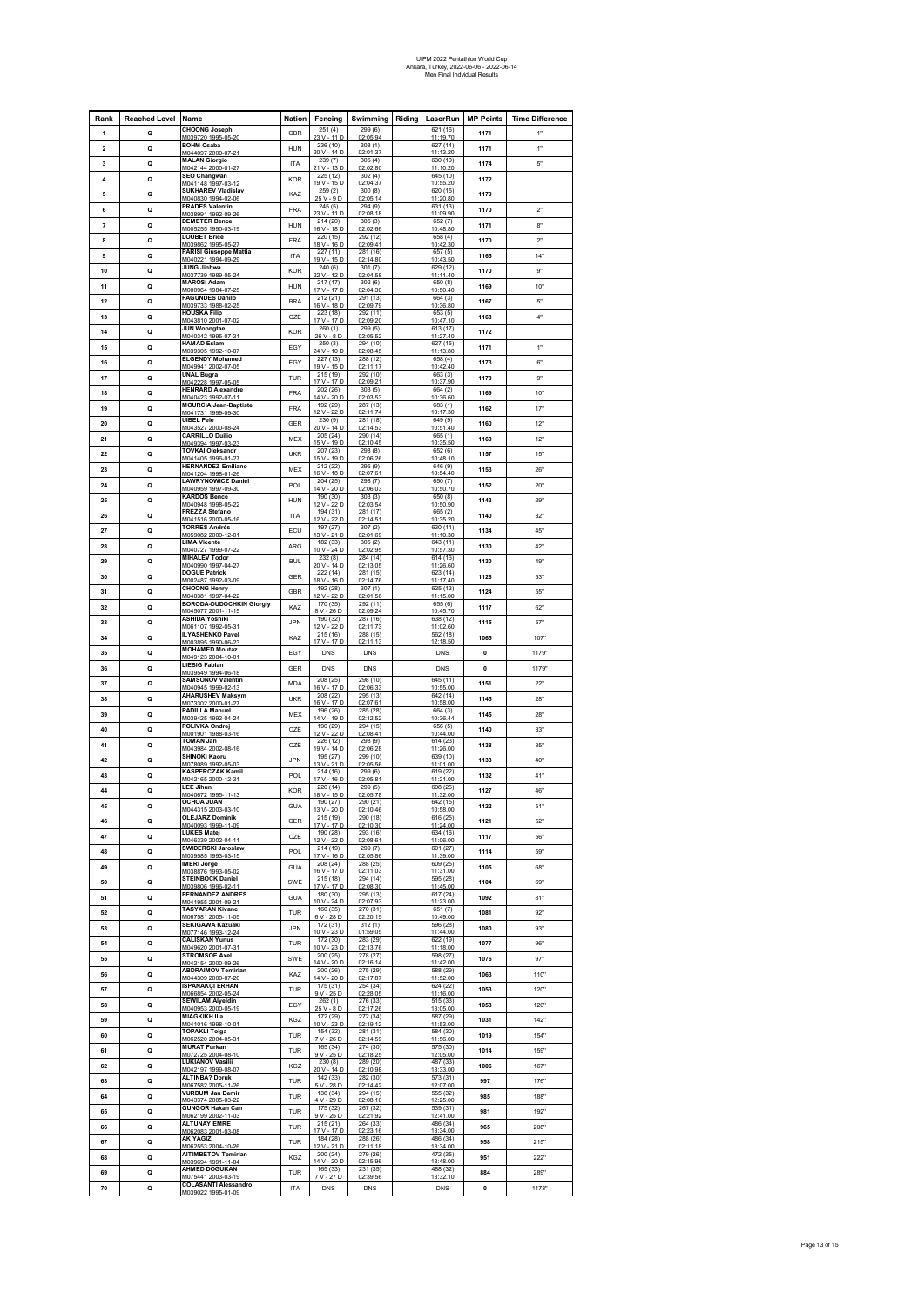UIPM 2022 Pentathlon World Cup
Ankara, Turkey, 2022-06-06 - 2022-06-14
Men Final Indvidual Results

| Rank | Reached Level | Name | Nation | Fencing | Swimming | Riding | LaserRun | MP Points | Time Difference |
|---|---|---|---|---|---|---|---|---|---|
| 1 | Q | CHOONG Joseph M039720 1995-05-20 | GBR | 251 (4) 23 V - 11 D | 299 (6) 02:05.94 | | 621 (16) 11:19.70 | 1171 | 1" |
| 2 | Q | BOHM Csaba M044097 2000-07-21 | HUN | 236 (10) 20 V - 14 D | 308 (1) 02:01.37 | | 627 (14) 11:13.20 | 1171 | 1" |
| 3 | Q | MALAN Giorgio M042144 2000-01-27 | ITA | 239 (7) 21 V - 13 D | 305 (4) 02:02.80 | | 630 (10) 11:10.20 | 1174 | 5" |
| 4 | Q | SEO Changwan M041148 1997-03-12 | KOR | 225 (12) 19 V - 15 D | 302 (4) 02:04.37 | | 645 (10) 10:55.20 | 1172 | |
| 5 | Q | SUKHAREV Vladislav M040830 1994-02-06 | KAZ | 259 (2) 25 V - 9 D | 300 (8) 02:05.14 | | 620 (15) 11:20.80 | 1179 | |
| 6 | Q | PRADES Valentin M038991 1992-09-26 | FRA | 245 (5) 23 V - 11 D | 294 (9) 02:08.18 | | 631 (13) 11:09.90 | 1170 | 2" |
| 7 | Q | DEMETER Bence M005255 1990-03-19 | HUN | 214 (20) 16 V - 18 D | 305 (3) 02:02.66 | | 652 (7) 10:48.80 | 1171 | 8" |
| 8 | Q | LOUBET Brice M039862 1995-05-27 | FRA | 220 (15) 18 V - 16 D | 292 (12) 02:09.41 | | 658 (4) 10:42.30 | 1170 | 2" |
| 9 | Q | PARISI Giuseppe Mattia M040221 1994-09-29 | ITA | 227 (11) 19 V - 15 D | 281 (16) 02:14.80 | | 657 (5) 10:43.50 | 1165 | 14" |
| 10 | Q | JUNG Jinhwa M037739 1989-05-24 | KOR | 240 (6) 22 V - 12 D | 301 (7) 02:04.58 | | 629 (12) 11:11.40 | 1170 | 9" |
| 11 | Q | MAROSI Adam M000964 1984-07-25 | HUN | 217 (17) 17 V - 17 D | 302 (6) 02:04.30 | | 650 (8) 10:50.40 | 1169 | 10" |
| 12 | Q | FAGUNDES Danilo M039733 1988-02-25 | BRA | 212 (21) 16 V - 18 D | 291 (13) 02:09.79 | | 664 (3) 10:36.80 | 1167 | 5" |
| 13 | Q | HOUSKA Filip M043810 2001-07-02 | CZE | 223 (18) 17 V - 17 D | 292 (11) 02:09.20 | | 653 (5) 10:47.10 | 1168 | 4" |
| 14 | Q | JUN Woongtae M040342 1995-07-31 | KOR | 260 (1) 26 V - 8 D | 299 (5) 02:05.52 | | 613 (17) 11:27.40 | 1172 | |
| 15 | Q | HAMAD Eslam M039305 1992-10-07 | EGY | 250 (3) 24 V - 10 D | 294 (10) 02:08.45 | | 627 (15) 11:13.80 | 1171 | 1" |
| 16 | Q | ELGENDY Mohamed M049941 2002-07-05 | EGY | 227 (13) 19 V - 15 D | 288 (12) 02:11.17 | | 658 (4) 10:42.40 | 1173 | 6" |
| 17 | Q | UNAL Bugra M042228 1997-05-05 | TUR | 215 (19) 17 V - 17 D | 292 (10) 02:09.21 | | 663 (3) 10:37.90 | 1170 | 9" |
| 18 | Q | HENRARD Alexandre M040423 1992-07-11 | FRA | 202 (26) 14 V - 20 D | 303 (5) 02:03.53 | | 664 (2) 10:36.60 | 1169 | 10" |
| 19 | Q | MOURCIA Jean-Baptiste M041731 1999-09-30 | FRA | 192 (29) 12 V - 22 D | 287 (13) 02:11.74 | | 683 (1) 10:17.30 | 1162 | 17" |
| 20 | Q | UIBEL Pele M043527 2000-08-24 | GER | 230 (9) 20 V - 14 D | 281 (18) 02:14.53 | | 649 (9) 10:51.40 | 1160 | 12" |
| 21 | Q | CARRILLO Duilio M049394 1997-03-23 | MEX | 205 (24) 15 V - 19 D | 290 (14) 02:10.45 | | 665 (1) 10:35.50 | 1160 | 12" |
| 22 | Q | TOVKAI Oleksandr M041405 1996-01-27 | UKR | 207 (23) 15 V - 19 D | 298 (8) 02:06.26 | | 652 (6) 10:48.10 | 1157 | 15" |
| 23 | Q | HERNANDEZ Emiliano M041204 1998-01-26 | MEX | 212 (22) 16 V - 18 D | 295 (9) 02:07.61 | | 646 (9) 10:54.40 | 1153 | 26" |
| 24 | Q | LAWRYNOWICZ Daniel M040959 1997-09-30 | POL | 204 (25) 14 V - 20 D | 298 (7) 02:06.03 | | 650 (7) 10:50.70 | 1152 | 20" |
| 25 | Q | KARDOS Bence M040948 1998-05-22 | HUN | 190 (30) 12 V - 22 D | 303 (3) 02:03.54 | | 650 (8) 10:50.90 | 1143 | 29" |
| 26 | Q | FREZZA Stefano M041516 2000-05-16 | ITA | 194 (31) 12 V - 22 D | 281 (17) 02:14.51 | | 665 (2) 10:35.20 | 1140 | 32" |
| 27 | Q | TORRES Andrés M059082 2000-12-01 | ECU | 197 (27) 13 V - 21 D | 307 (2) 02:01.69 | | 630 (11) 11:10.30 | 1134 | 45" |
| 28 | Q | LIMA Vicente M040727 1999-07-22 | ARG | 182 (33) 10 V - 24 D | 305 (2) 02:02.95 | | 643 (11) 10:57.30 | 1130 | 42" |
| 29 | Q | MIHALEV Todor M040990 1997-04-27 | BUL | 232 (8) 20 V - 14 D | 284 (14) 02:13.05 | | 614 (16) 11:26.60 | 1130 | 49" |
| 30 | Q | DOGUE Patrick M002487 1992-03-09 | GER | 222 (14) 18 V - 16 D | 281 (15) 02:14.76 | | 623 (14) 11:17.40 | 1126 | 53" |
| 31 | Q | CHOONG Henry M040381 1997-04-22 | GBR | 192 (28) 12 V - 22 D | 307 (1) 02:01.56 | | 625 (13) 11:15.00 | 1124 | 55" |
| 32 | Q | BORODA-DUDOCHKIN Giorgiy M045077 2001-11-15 | KAZ | 170 (35) 8 V - 26 D | 292 (11) 02:09.24 | | 655 (6) 10:45.70 | 1117 | 62" |
| 33 | Q | ASHIDA Yoshiki M061107 1992-05-31 | JPN | 190 (32) 12 V - 22 D | 287 (16) 02:11.73 | | 638 (12) 11:02.60 | 1115 | 57" |
| 34 | Q | ILYASHENKO Pavel M003895 1990-06-23 | KAZ | 215 (16) 17 V - 17 D | 288 (15) 02:11.13 | | 562 (18) 12:18.50 | 1065 | 107" |
| 35 | Q | MOHAMED Moutaz M049123 2004-10-01 | EGY | DNS | DNS | | DNS | 0 | 1179" |
| 36 | Q | LIEBIG Fabian M039549 1994-06-18 | GER | DNS | DNS | | DNS | 0 | 1179" |
| 37 | Q | SAMSONOV Valentin M040945 1999-02-13 | MDA | 208 (25) 16 V - 17 D | 298 (10) 02:06.33 | | 645 (11) 10:55.00 | 1151 | 22" |
| 38 | Q | AHARUSHEV Maksym M073302 2000-01-27 | UKR | 208 (22) 16 V - 17 D | 295 (13) 02:07.61 | | 642 (14) 10:58.00 | 1145 | 28" |
| 39 | Q | PADILLA Manuel M039425 1992-04-24 | MEX | 196 (26) 14 V - 19 D | 285 (28) 02:12.52 | | 664 (3) 10:36.44 | 1145 | 28" |
| 40 | Q | POLIVKA Ondrej M001901 1988-03-16 | CZE | 190 (29) 12 V - 22 D | 294 (15) 02:08.41 | | 656 (5) 10:44.00 | 1140 | 33" |
| 41 | Q | TOMAN Jan M043984 2002-08-16 | CZE | 226 (12) 19 V - 14 D | 298 (9) 02:06.28 | | 614 (23) 11:26.00 | 1138 | 35" |
| 42 | Q | SHINOKI Kaoru M078089 1992-05-03 | JPN | 195 (27) 13 V - 21 D | 299 (10) 02:05.56 | | 639 (10) 11:01.00 | 1133 | 40" |
| 43 | Q | KASPERCZAK Kamil M042165 2000-12-31 | POL | 214 (16) 17 V - 16 D | 299 (6) 02:05.81 | | 619 (22) 11:21.00 | 1132 | 41" |
| 44 | Q | LEE Jihun M040672 1995-11-13 | KOR | 220 (14) 18 V - 15 D | 299 (5) 02:05.78 | | 608 (26) 11:32.00 | 1127 | 46" |
| 45 | Q | OCHOA JUAN M044315 2003-03-10 | GUA | 190 (27) 13 V - 20 D | 290 (21) 02:10.46 | | 642 (15) 10:58.00 | 1122 | 51" |
| 46 | Q | OLEJARZ Dominik M040093 1999-11-09 | GER | 215 (19) 17 V - 17 D | 290 (18) 02:10.30 | | 616 (25) 11:24.00 | 1121 | 52" |
| 47 | Q | LUKES Matej M046339 2002-04-11 | CZE | 190 (28) 12 V - 22 D | 293 (16) 02:08.61 | | 634 (16) 11:06.00 | 1117 | 56" |
| 48 | Q | SWIDERSKI Jaroslaw M039585 1993-03-15 | POL | 214 (19) 17 V - 16 D | 299 (7) 02:05.86 | | 601 (27) 11:39.00 | 1114 | 59" |
| 49 | Q | IMERI Jorge M038876 1993-05-02 | GUA | 208 (24) 16 V - 17 D | 288 (25) 02:11.03 | | 609 (25) 11:31.00 | 1105 | 68" |
| 50 | Q | STEINBOCK Daniel M039806 1996-02-11 | SWE | 215 (18) 17 V - 17 D | 294 (14) 02:08.30 | | 595 (28) 11:45.00 | 1104 | 69" |
| 51 | Q | FERNANDEZ ANDRES M041955 2001-09-21 | GUA | 180 (30) 10 V - 24 D | 295 (13) 02:07.93 | | 617 (24) 11:23.00 | 1092 | 81" |
| 52 | Q | TASYARAN Kivanc M067581 2005-11-05 | TUR | 160 (35) 6 V - 28 D | 270 (31) 02:20.15 | | 651 (7) 10:49.00 | 1081 | 92" |
| 53 | Q | SEKIGAWA Kazuaki M077146 1993-12-24 | JPN | 172 (31) 10 V - 23 D | 312 (1) 01:59.05 | | 596 (28) 11:44.00 | 1080 | 93" |
| 54 | Q | CALISKAN Yunus M049620 2001-07-31 | TUR | 172 (30) 10 V - 23 D | 283 (29) 02:13.76 | | 622 (19) 11:18.00 | 1077 | 96" |
| 55 | Q | STROMSOE Axel M042154 2000-09-26 | SWE | 200 (25) 14 V - 20 D | 278 (27) 02:16.14 | | 598 (27) 11:42.00 | 1076 | 97" |
| 56 | Q | ABDRAIMOV Temirlan M044309 2000-07-20 | KAZ | 200 (26) 14 V - 20 D | 275 (29) 02:17.87 | | 588 (29) 11:52.00 | 1063 | 110" |
| 57 | Q | ISPANAKÇI ERHAN M066854 2002-05-24 | TUR | 175 (31) 9 V - 25 D | 254 (34) 02:28.05 | | 624 (22) 11:16.00 | 1053 | 120" |
| 58 | Q | SEWILAM Alyeldin M040953 2000-05-19 | EGY | 262 (1) 25 V - 8 D | 276 (33) 02:17.26 | | 515 (33) 13:05.00 | 1053 | 120" |
| 59 | Q | MIAGKIKH Ilia M041016 1998-10-01 | KGZ | 172 (29) 10 V - 23 D | 272 (34) 02:19.12 | | 587 (29) 11:53.00 | 1031 | 142" |
| 60 | Q | TOPAKLI Tolga M062520 2004-05-31 | TUR | 154 (32) 7 V - 26 D | 281 (31) 02:14.59 | | 584 (30) 11:56.00 | 1019 | 154" |
| 61 | Q | MURAT Furkan M072725 2004-08-10 | TUR | 165 (34) 9 V - 25 D | 274 (30) 02:18.25 | | 575 (30) 12:05.00 | 1014 | 159" |
| 62 | Q | LUKIANOV Vasilii M042197 1999-08-07 | KGZ | 230 (8) 20 V - 14 D | 289 (20) 02:10.98 | | 487 (33) 13:33.00 | 1006 | 167" |
| 63 | Q | ALTINBAŸ Doruk M067582 2005-11-26 | TUR | 142 (33) 5 V - 28 D | 282 (30) 02:14.42 | | 573 (31) 12:07.00 | 997 | 176" |
| 64 | Q | VURDUM Jan Demir M043374 2005-03-22 | TUR | 136 (34) 4 V - 29 D | 294 (15) 02:08.10 | | 555 (32) 12:25.00 | 985 | 188" |
| 65 | Q | GUNGOR Hakan Can M062199 2002-11-03 | TUR | 175 (32) 9 V - 25 D | 267 (32) 02:21.92 | | 539 (31) 12:41.00 | 981 | 192" |
| 66 | Q | ALTUNAY EMRE M062083 2001-03-08 | TUR | 215 (21) 17 V - 17 D | 264 (33) 02:23.16 | | 486 (34) 13:34.00 | 965 | 208" |
| 67 | Q | AK YAGIZ M062553 2004-10-26 | TUR | 184 (28) 12 V - 21 D | 288 (26) 02:11.18 | | 486 (34) 13:34.00 | 958 | 215" |
| 68 | Q | AITIMBETOV Temirlan M039694 1991-11-04 | KGZ | 200 (24) 14 V - 20 D | 279 (26) 02:15.96 | | 472 (35) 13:48.00 | 951 | 222" |
| 69 | Q | AHMED DOGUKAN M075441 2003-03-19 | TUR | 165 (33) 7 V - 27 D | 231 (35) 02:39.56 | | 488 (32) 13:32.10 | 884 | 289" |
| 70 | Q | COLASANTI Alessandro M039022 1995-01-09 | ITA | DNS | DNS | | DNS | 0 | 1173" |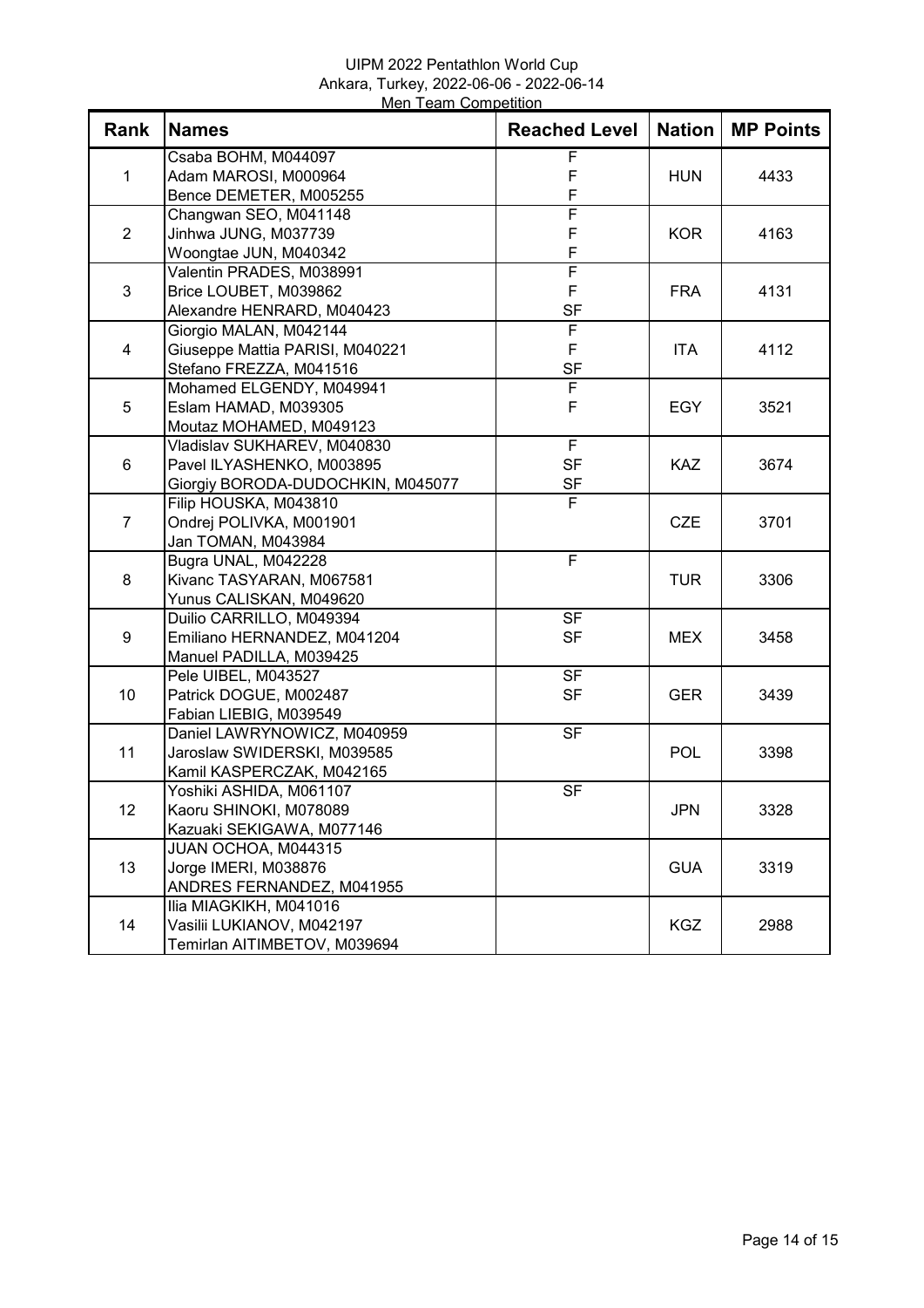UIPM 2022 Pentathlon World Cup
Ankara, Turkey, 2022-06-06 - 2022-06-14
Men Team Competition

| Rank | Names | Reached Level | Nation | MP Points |
|---|---|---|---|---|
| 1 | Csaba BOHM, M044097<br>Adam MAROSI, M000964<br>Bence DEMETER, M005255 | F<br>F<br>F | HUN | 4433 |
| 2 | Changwan SEO, M041148<br>Jinhwa JUNG, M037739<br>Woongtae JUN, M040342 | F<br>F<br>F | KOR | 4163 |
| 3 | Valentin PRADES, M038991<br>Brice LOUBET, M039862<br>Alexandre HENRARD, M040423 | F<br>F<br>SF | FRA | 4131 |
| 4 | Giorgio MALAN, M042144<br>Giuseppe Mattia PARISI, M040221<br>Stefano FREZZA, M041516 | F<br>F<br>SF | ITA | 4112 |
| 5 | Mohamed ELGENDY, M049941<br>Eslam HAMAD, M039305<br>Moutaz MOHAMED, M049123 | F<br>F | EGY | 3521 |
| 6 | Vladislav SUKHAREV, M040830<br>Pavel ILYASHENKO, M003895<br>Giorgiy BORODA-DUDOCHKIN, M045077 | F<br>SF<br>SF | KAZ | 3674 |
| 7 | Filip HOUSKA, M043810<br>Ondrej POLIVKA, M001901<br>Jan TOMAN, M043984 | F | CZE | 3701 |
| 8 | Bugra UNAL, M042228<br>Kivanc TASYARAN, M067581<br>Yunus CALISKAN, M049620 | F | TUR | 3306 |
| 9 | Duilio CARRILLO, M049394<br>Emiliano HERNANDEZ, M041204<br>Manuel PADILLA, M039425 | SF<br>SF | MEX | 3458 |
| 10 | Pele UIBEL, M043527<br>Patrick DOGUE, M002487<br>Fabian LIEBIG, M039549 | SF<br>SF | GER | 3439 |
| 11 | Daniel LAWRYNOWICZ, M040959<br>Jaroslaw SWIDERSKI, M039585<br>Kamil KASPERCZAK, M042165 | SF | POL | 3398 |
| 12 | Yoshiki ASHIDA, M061107<br>Kaoru SHINOKI, M078089<br>Kazuaki SEKIGAWA, M077146 | SF | JPN | 3328 |
| 13 | JUAN OCHOA, M044315<br>Jorge IMERI, M038876<br>ANDRES FERNANDEZ, M041955 | | GUA | 3319 |
| 14 | Ilia MIAGKIKH, M041016<br>Vasilii LUKIANOV, M042197<br>Temirlan AITIMBETOV, M039694 | | KGZ | 2988 |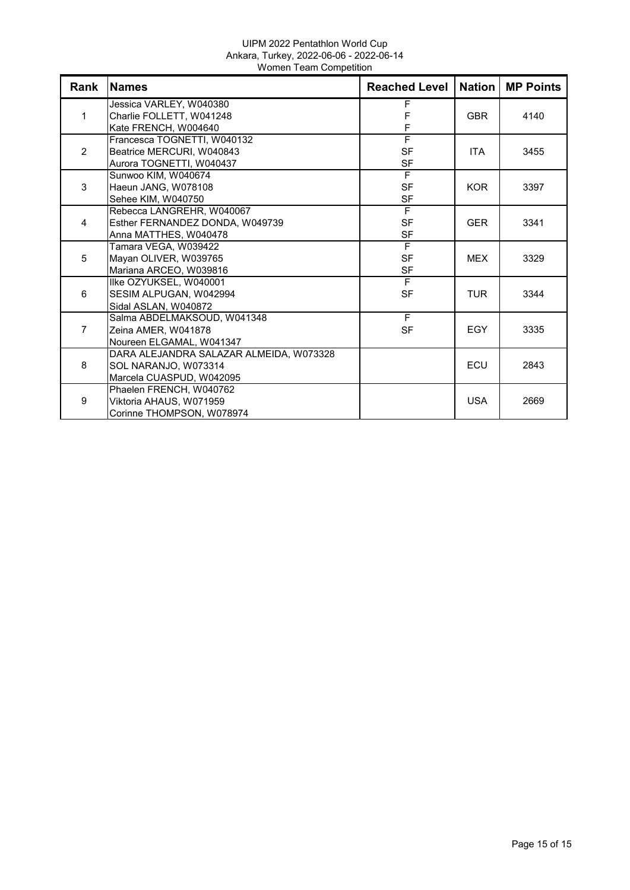UIPM 2022 Pentathlon World Cup
Ankara, Turkey, 2022-06-06 - 2022-06-14
Women Team Competition

| Rank | Names | Reached Level | Nation | MP Points |
|---|---|---|---|---|
| 1 | Jessica VARLEY, W040380<br>Charlie FOLLETT, W041248<br>Kate FRENCH, W004640 | F<br>F<br>F | GBR | 4140 |
| 2 | Francesca TOGNETTI, W040132<br>Beatrice MERCURI, W040843<br>Aurora TOGNETTI, W040437 | F<br>SF<br>SF | ITA | 3455 |
| 3 | Sunwoo KIM, W040674<br>Haeun JANG, W078108<br>Sehee KIM, W040750 | F<br>SF<br>SF | KOR | 3397 |
| 4 | Rebecca LANGREHR, W040067<br>Esther FERNANDEZ DONDA, W049739<br>Anna MATTHES, W040478 | F<br>SF<br>SF | GER | 3341 |
| 5 | Tamara VEGA, W039422<br>Mayan OLIVER, W039765<br>Mariana ARCEO, W039816 | F<br>SF<br>SF | MEX | 3329 |
| 6 | Ilke OZYUKSEL, W040001<br>SESIM ALPUGAN, W042994<br>Sidal ASLAN, W040872 | F<br>SF | TUR | 3344 |
| 7 | Salma ABDELMAKSOUD, W041348<br>Zeina AMER, W041878<br>Noureen ELGAMAL, W041347 | F<br>SF | EGY | 3335 |
| 8 | DARA ALEJANDRA SALAZAR ALMEIDA, W073328<br>SOL NARANJO, W073314<br>Marcela CUASPUD, W042095 | | ECU | 2843 |
| 9 | Phaelen FRENCH, W040762<br>Viktoria AHAUS, W071959<br>Corinne THOMPSON, W078974 | | USA | 2669 |